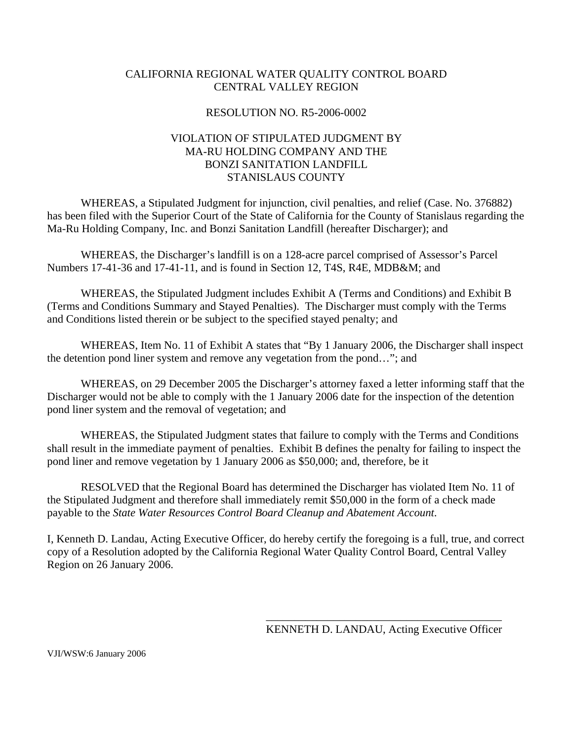CALIFORNIA REGIONAL WATER QUALITY CONTROL BOARD
CENTRAL VALLEY REGION

RESOLUTION NO. R5-2006-0002

VIOLATION OF STIPULATED JUDGMENT BY
MA-RU HOLDING COMPANY AND THE
BONZI SANITATION LANDFILL
STANISLAUS COUNTY

WHEREAS, a Stipulated Judgment for injunction, civil penalties, and relief (Case. No. 376882) has been filed with the Superior Court of the State of California for the County of Stanislaus regarding the Ma-Ru Holding Company, Inc. and Bonzi Sanitation Landfill (hereafter Discharger); and

WHEREAS, the Discharger's landfill is on a 128-acre parcel comprised of Assessor's Parcel Numbers 17-41-36 and 17-41-11, and is found in Section 12, T4S, R4E, MDB&M; and

WHEREAS, the Stipulated Judgment includes Exhibit A (Terms and Conditions) and Exhibit B (Terms and Conditions Summary and Stayed Penalties). The Discharger must comply with the Terms and Conditions listed therein or be subject to the specified stayed penalty; and

WHEREAS, Item No. 11 of Exhibit A states that "By 1 January 2006, the Discharger shall inspect the detention pond liner system and remove any vegetation from the pond…"; and

WHEREAS, on 29 December 2005 the Discharger's attorney faxed a letter informing staff that the Discharger would not be able to comply with the 1 January 2006 date for the inspection of the detention pond liner system and the removal of vegetation; and

WHEREAS, the Stipulated Judgment states that failure to comply with the Terms and Conditions shall result in the immediate payment of penalties. Exhibit B defines the penalty for failing to inspect the pond liner and remove vegetation by 1 January 2006 as $50,000; and, therefore, be it

RESOLVED that the Regional Board has determined the Discharger has violated Item No. 11 of the Stipulated Judgment and therefore shall immediately remit $50,000 in the form of a check made payable to the *State Water Resources Control Board Cleanup and Abatement Account*.

I, Kenneth D. Landau, Acting Executive Officer, do hereby certify the foregoing is a full, true, and correct copy of a Resolution adopted by the California Regional Water Quality Control Board, Central Valley Region on 26 January 2006.

\_\_\_\_\_\_\_\_\_\_\_\_\_\_\_\_\_\_\_\_\_\_\_\_\_\_\_\_\_\_\_\_\_\_\_\_\_\_\_\_\_\_\_\_

KENNETH D. LANDAU, Acting Executive Officer

VJI/WSW:6 January 2006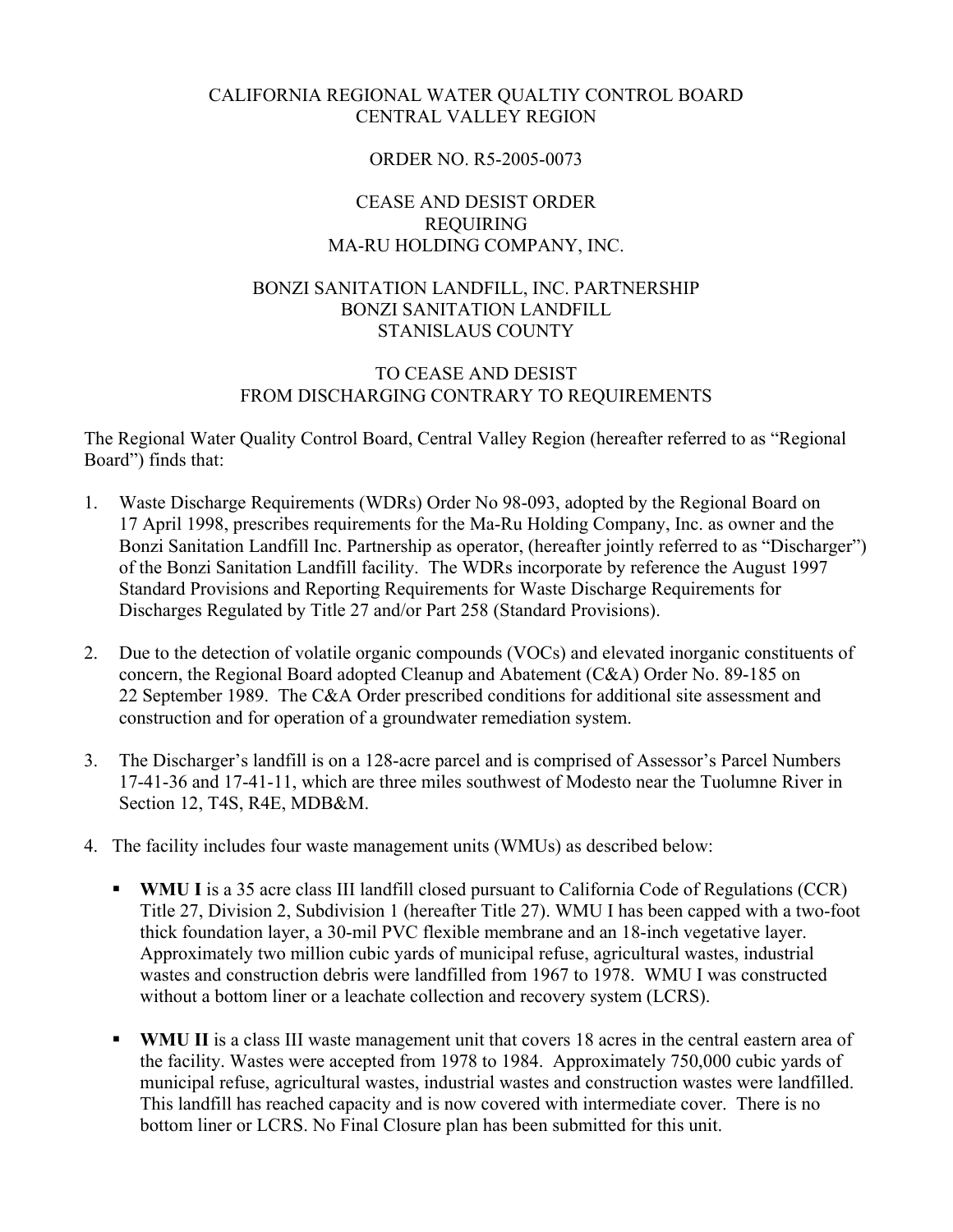CALIFORNIA REGIONAL WATER QUALTIY CONTROL BOARD
CENTRAL VALLEY REGION

ORDER NO. R5-2005-0073

CEASE AND DESIST ORDER
REQUIRING
MA-RU HOLDING COMPANY, INC.

BONZI SANITATION LANDFILL, INC. PARTNERSHIP
BONZI SANITATION LANDFILL
STANISLAUS COUNTY

TO CEASE AND DESIST
FROM DISCHARGING CONTRARY TO REQUIREMENTS

The Regional Water Quality Control Board, Central Valley Region (hereafter referred to as "Regional Board") finds that:

1. Waste Discharge Requirements (WDRs) Order No 98-093, adopted by the Regional Board on 17 April 1998, prescribes requirements for the Ma-Ru Holding Company, Inc. as owner and the Bonzi Sanitation Landfill Inc. Partnership as operator, (hereafter jointly referred to as "Discharger") of the Bonzi Sanitation Landfill facility. The WDRs incorporate by reference the August 1997 Standard Provisions and Reporting Requirements for Waste Discharge Requirements for Discharges Regulated by Title 27 and/or Part 258 (Standard Provisions).

2. Due to the detection of volatile organic compounds (VOCs) and elevated inorganic constituents of concern, the Regional Board adopted Cleanup and Abatement (C&A) Order No. 89-185 on 22 September 1989. The C&A Order prescribed conditions for additional site assessment and construction and for operation of a groundwater remediation system.

3. The Discharger's landfill is on a 128-acre parcel and is comprised of Assessor's Parcel Numbers 17-41-36 and 17-41-11, which are three miles southwest of Modesto near the Tuolumne River in Section 12, T4S, R4E, MDB&M.

4. The facility includes four waste management units (WMUs) as described below:

   - **WMU I** is a 35 acre class III landfill closed pursuant to California Code of Regulations (CCR) Title 27, Division 2, Subdivision 1 (hereafter Title 27). WMU I has been capped with a two-foot thick foundation layer, a 30-mil PVC flexible membrane and an 18-inch vegetative layer. Approximately two million cubic yards of municipal refuse, agricultural wastes, industrial wastes and construction debris were landfilled from 1967 to 1978. WMU I was constructed without a bottom liner or a leachate collection and recovery system (LCRS).

   - **WMU II** is a class III waste management unit that covers 18 acres in the central eastern area of the facility. Wastes were accepted from 1978 to 1984. Approximately 750,000 cubic yards of municipal refuse, agricultural wastes, industrial wastes and construction wastes were landfilled. This landfill has reached capacity and is now covered with intermediate cover. There is no bottom liner or LCRS. No Final Closure plan has been submitted for this unit.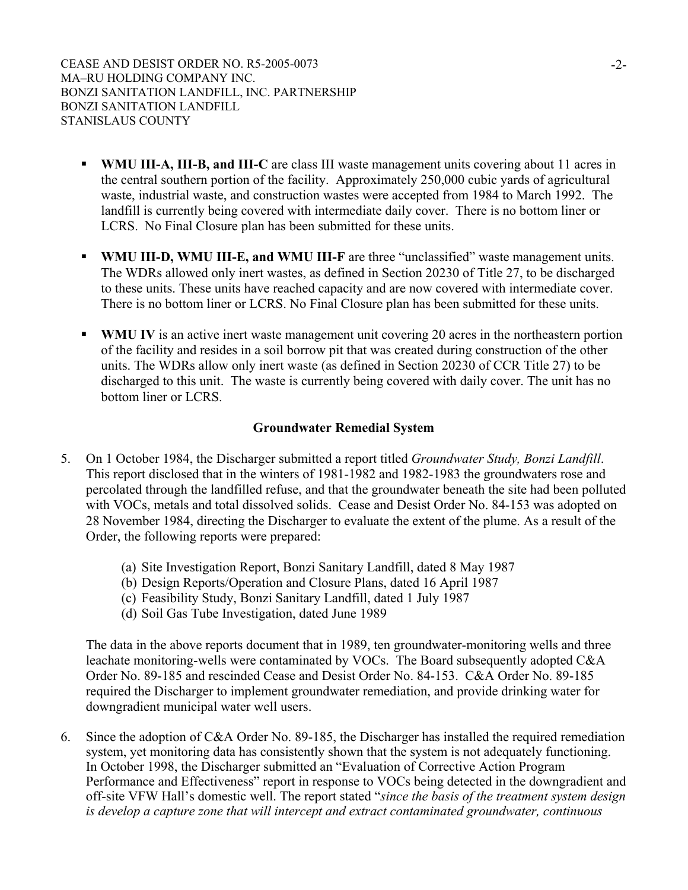- **WMU III-A, III-B, and III-C** are class III waste management units covering about 11 acres in the central southern portion of the facility. Approximately 250,000 cubic yards of agricultural waste, industrial waste, and construction wastes were accepted from 1984 to March 1992. The landfill is currently being covered with intermediate daily cover. There is no bottom liner or LCRS. No Final Closure plan has been submitted for these units.

- **WMU III-D, WMU III-E, and WMU III-F** are three "unclassified" waste management units. The WDRs allowed only inert wastes, as defined in Section 20230 of Title 27, to be discharged to these units. These units have reached capacity and are now covered with intermediate cover. There is no bottom liner or LCRS. No Final Closure plan has been submitted for these units.

- **WMU IV** is an active inert waste management unit covering 20 acres in the northeastern portion of the facility and resides in a soil borrow pit that was created during construction of the other units. The WDRs allow only inert waste (as defined in Section 20230 of CCR Title 27) to be discharged to this unit. The waste is currently being covered with daily cover. The unit has no bottom liner or LCRS.

## Groundwater Remedial System

5. On 1 October 1984, the Discharger submitted a report titled *Groundwater Study, Bonzi Landfill*. This report disclosed that in the winters of 1981-1982 and 1982-1983 the groundwaters rose and percolated through the landfilled refuse, and that the groundwater beneath the site had been polluted with VOCs, metals and total dissolved solids. Cease and Desist Order No. 84-153 was adopted on 28 November 1984, directing the Discharger to evaluate the extent of the plume. As a result of the Order, the following reports were prepared:

   (a) Site Investigation Report, Bonzi Sanitary Landfill, dated 8 May 1987
   (b) Design Reports/Operation and Closure Plans, dated 16 April 1987
   (c) Feasibility Study, Bonzi Sanitary Landfill, dated 1 July 1987
   (d) Soil Gas Tube Investigation, dated June 1989

   The data in the above reports document that in 1989, ten groundwater-monitoring wells and three leachate monitoring-wells were contaminated by VOCs. The Board subsequently adopted C&A Order No. 89-185 and rescinded Cease and Desist Order No. 84-153. C&A Order No. 89-185 required the Discharger to implement groundwater remediation, and provide drinking water for downgradient municipal water well users.

6. Since the adoption of C&A Order No. 89-185, the Discharger has installed the required remediation system, yet monitoring data has consistently shown that the system is not adequately functioning. In October 1998, the Discharger submitted an "Evaluation of Corrective Action Program Performance and Effectiveness" report in response to VOCs being detected in the downgradient and off-site VFW Hall's domestic well. The report stated "*since the basis of the treatment system design is develop a capture zone that will intercept and extract contaminated groundwater, continuous*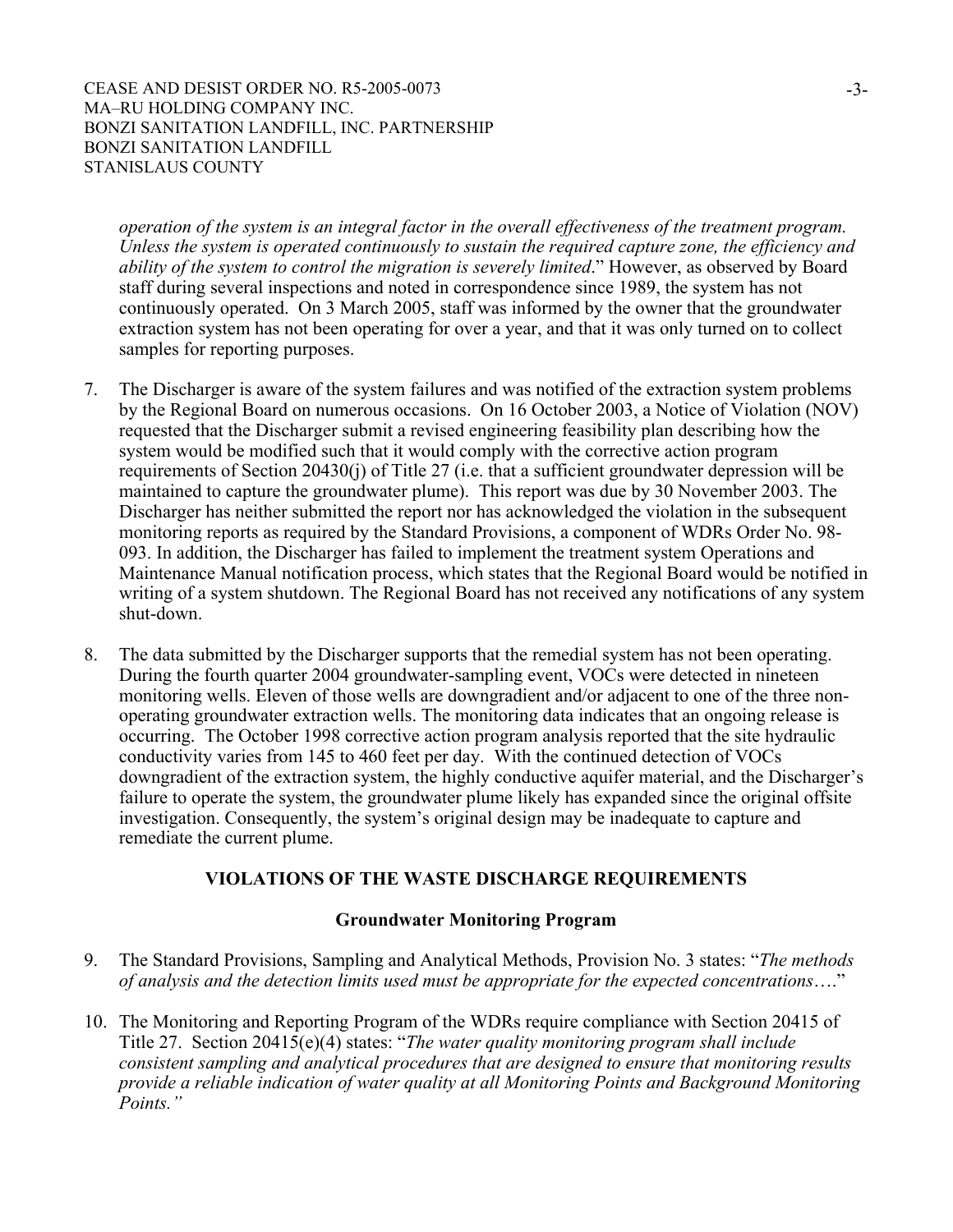*operation of the system is an integral factor in the overall effectiveness of the treatment program. Unless the system is operated continuously to sustain the required capture zone, the efficiency and ability of the system to control the migration is severely limited*." However, as observed by Board staff during several inspections and noted in correspondence since 1989, the system has not continuously operated. On 3 March 2005, staff was informed by the owner that the groundwater extraction system has not been operating for over a year, and that it was only turned on to collect samples for reporting purposes.

7. The Discharger is aware of the system failures and was notified of the extraction system problems by the Regional Board on numerous occasions. On 16 October 2003, a Notice of Violation (NOV) requested that the Discharger submit a revised engineering feasibility plan describing how the system would be modified such that it would comply with the corrective action program requirements of Section 20430(j) of Title 27 (i.e. that a sufficient groundwater depression will be maintained to capture the groundwater plume). This report was due by 30 November 2003. The Discharger has neither submitted the report nor has acknowledged the violation in the subsequent monitoring reports as required by the Standard Provisions, a component of WDRs Order No. 98-093. In addition, the Discharger has failed to implement the treatment system Operations and Maintenance Manual notification process, which states that the Regional Board would be notified in writing of a system shutdown. The Regional Board has not received any notifications of any system shut-down.

8. The data submitted by the Discharger supports that the remedial system has not been operating. During the fourth quarter 2004 groundwater-sampling event, VOCs were detected in nineteen monitoring wells. Eleven of those wells are downgradient and/or adjacent to one of the three non-operating groundwater extraction wells. The monitoring data indicates that an ongoing release is occurring. The October 1998 corrective action program analysis reported that the site hydraulic conductivity varies from 145 to 460 feet per day. With the continued detection of VOCs downgradient of the extraction system, the highly conductive aquifer material, and the Discharger's failure to operate the system, the groundwater plume likely has expanded since the original offsite investigation. Consequently, the system's original design may be inadequate to capture and remediate the current plume.

## VIOLATIONS OF THE WASTE DISCHARGE REQUIREMENTS

### Groundwater Monitoring Program

9. The Standard Provisions, Sampling and Analytical Methods, Provision No. 3 states: "*The methods of analysis and the detection limits used must be appropriate for the expected concentrations*…."

10. The Monitoring and Reporting Program of the WDRs require compliance with Section 20415 of Title 27. Section 20415(e)(4) states: "*The water quality monitoring program shall include consistent sampling and analytical procedures that are designed to ensure that monitoring results provide a reliable indication of water quality at all Monitoring Points and Background Monitoring Points.*"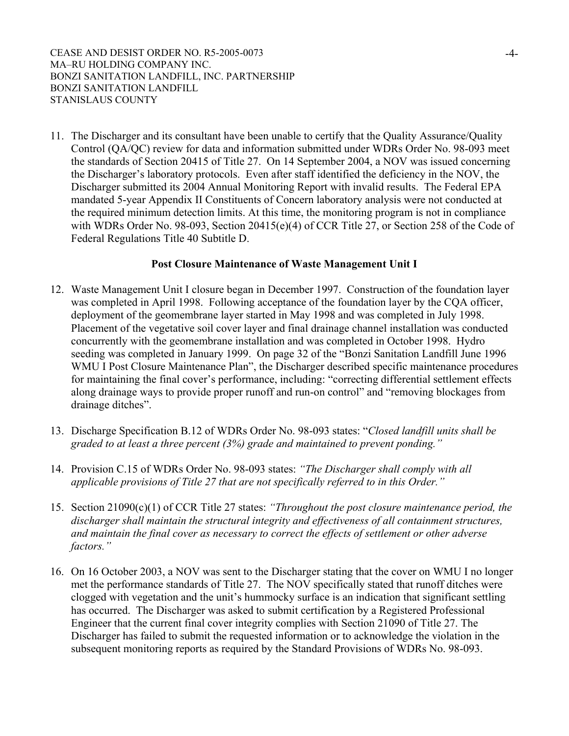11. The Discharger and its consultant have been unable to certify that the Quality Assurance/Quality Control (QA/QC) review for data and information submitted under WDRs Order No. 98-093 meet the standards of Section 20415 of Title 27. On 14 September 2004, a NOV was issued concerning the Discharger's laboratory protocols. Even after staff identified the deficiency in the NOV, the Discharger submitted its 2004 Annual Monitoring Report with invalid results. The Federal EPA mandated 5-year Appendix II Constituents of Concern laboratory analysis were not conducted at the required minimum detection limits. At this time, the monitoring program is not in compliance with WDRs Order No. 98-093, Section 20415(e)(4) of CCR Title 27, or Section 258 of the Code of Federal Regulations Title 40 Subtitle D.

**Post Closure Maintenance of Waste Management Unit I**

12. Waste Management Unit I closure began in December 1997. Construction of the foundation layer was completed in April 1998. Following acceptance of the foundation layer by the CQA officer, deployment of the geomembrane layer started in May 1998 and was completed in July 1998. Placement of the vegetative soil cover layer and final drainage channel installation was conducted concurrently with the geomembrane installation and was completed in October 1998. Hydro seeding was completed in January 1999. On page 32 of the "Bonzi Sanitation Landfill June 1996 WMU I Post Closure Maintenance Plan", the Discharger described specific maintenance procedures for maintaining the final cover's performance, including: "correcting differential settlement effects along drainage ways to provide proper runoff and run-on control" and "removing blockages from drainage ditches".

13. Discharge Specification B.12 of WDRs Order No. 98-093 states: "*Closed landfill units shall be graded to at least a three percent (3%) grade and maintained to prevent ponding.*"

14. Provision C.15 of WDRs Order No. 98-093 states: *"The Discharger shall comply with all applicable provisions of Title 27 that are not specifically referred to in this Order."*

15. Section 21090(c)(1) of CCR Title 27 states: *"Throughout the post closure maintenance period, the discharger shall maintain the structural integrity and effectiveness of all containment structures, and maintain the final cover as necessary to correct the effects of settlement or other adverse factors."*

16. On 16 October 2003, a NOV was sent to the Discharger stating that the cover on WMU I no longer met the performance standards of Title 27. The NOV specifically stated that runoff ditches were clogged with vegetation and the unit's hummocky surface is an indication that significant settling has occurred. The Discharger was asked to submit certification by a Registered Professional Engineer that the current final cover integrity complies with Section 21090 of Title 27. The Discharger has failed to submit the requested information or to acknowledge the violation in the subsequent monitoring reports as required by the Standard Provisions of WDRs No. 98-093.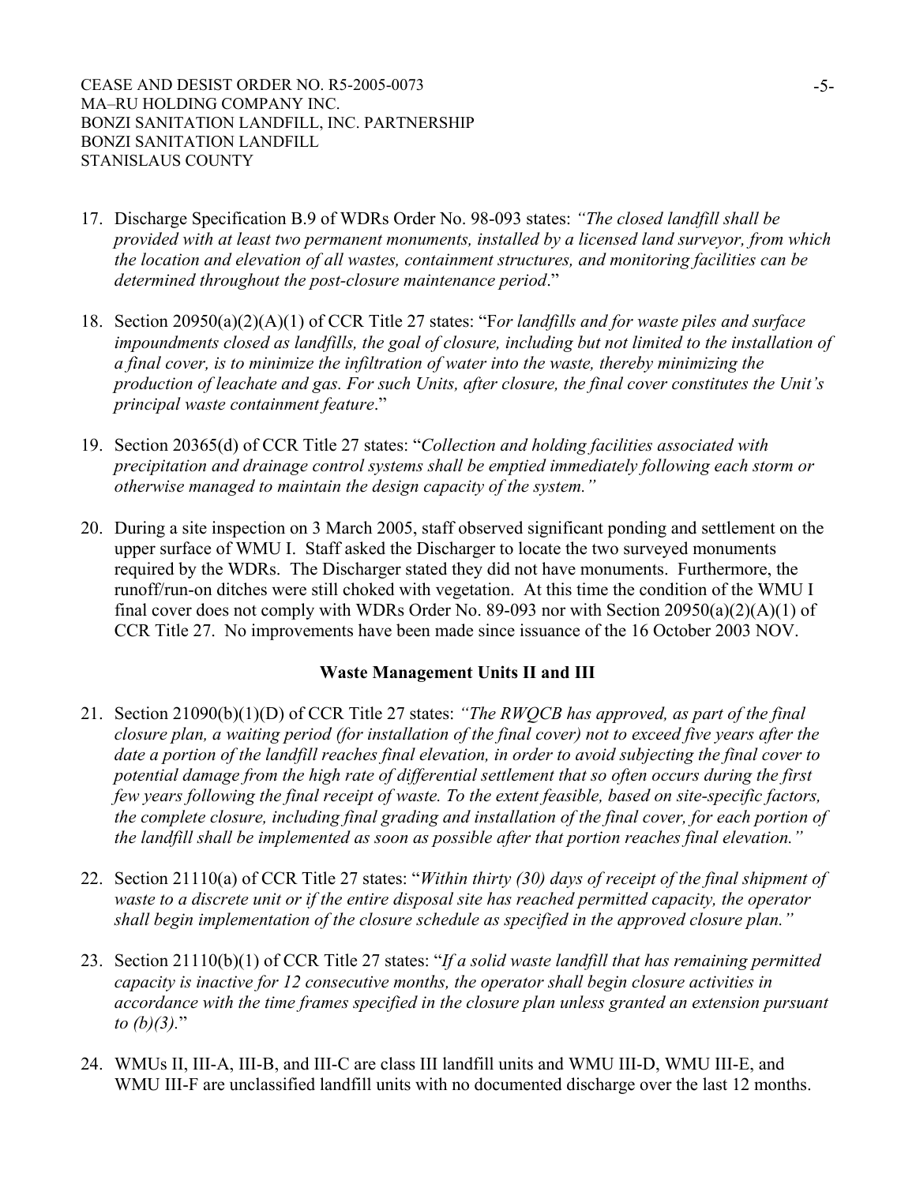17. Discharge Specification B.9 of WDRs Order No. 98-093 states: *"The closed landfill shall be provided with at least two permanent monuments, installed by a licensed land surveyor, from which the location and elevation of all wastes, containment structures, and monitoring facilities can be determined throughout the post-closure maintenance period*."

18. Section 20950(a)(2)(A)(1) of CCR Title 27 states: "F*or landfills and for waste piles and surface impoundments closed as landfills, the goal of closure, including but not limited to the installation of a final cover, is to minimize the infiltration of water into the waste, thereby minimizing the production of leachate and gas. For such Units, after closure, the final cover constitutes the Unit's principal waste containment feature*."

19. Section 20365(d) of CCR Title 27 states: "*Collection and holding facilities associated with precipitation and drainage control systems shall be emptied immediately following each storm or otherwise managed to maintain the design capacity of the system."*

20. During a site inspection on 3 March 2005, staff observed significant ponding and settlement on the upper surface of WMU I. Staff asked the Discharger to locate the two surveyed monuments required by the WDRs. The Discharger stated they did not have monuments. Furthermore, the runoff/run-on ditches were still choked with vegetation. At this time the condition of the WMU I final cover does not comply with WDRs Order No. 89-093 nor with Section 20950(a)(2)(A)(1) of CCR Title 27. No improvements have been made since issuance of the 16 October 2003 NOV.

**Waste Management Units II and III**

21. Section 21090(b)(1)(D) of CCR Title 27 states: *"The RWQCB has approved, as part of the final closure plan, a waiting period (for installation of the final cover) not to exceed five years after the date a portion of the landfill reaches final elevation, in order to avoid subjecting the final cover to potential damage from the high rate of differential settlement that so often occurs during the first few years following the final receipt of waste. To the extent feasible, based on site-specific factors, the complete closure, including final grading and installation of the final cover, for each portion of the landfill shall be implemented as soon as possible after that portion reaches final elevation."*

22. Section 21110(a) of CCR Title 27 states: "*Within thirty (30) days of receipt of the final shipment of waste to a discrete unit or if the entire disposal site has reached permitted capacity, the operator shall begin implementation of the closure schedule as specified in the approved closure plan."*

23. Section 21110(b)(1) of CCR Title 27 states: "*If a solid waste landfill that has remaining permitted capacity is inactive for 12 consecutive months, the operator shall begin closure activities in accordance with the time frames specified in the closure plan unless granted an extension pursuant to (b)(3).*"

24. WMUs II, III-A, III-B, and III-C are class III landfill units and WMU III-D, WMU III-E, and WMU III-F are unclassified landfill units with no documented discharge over the last 12 months.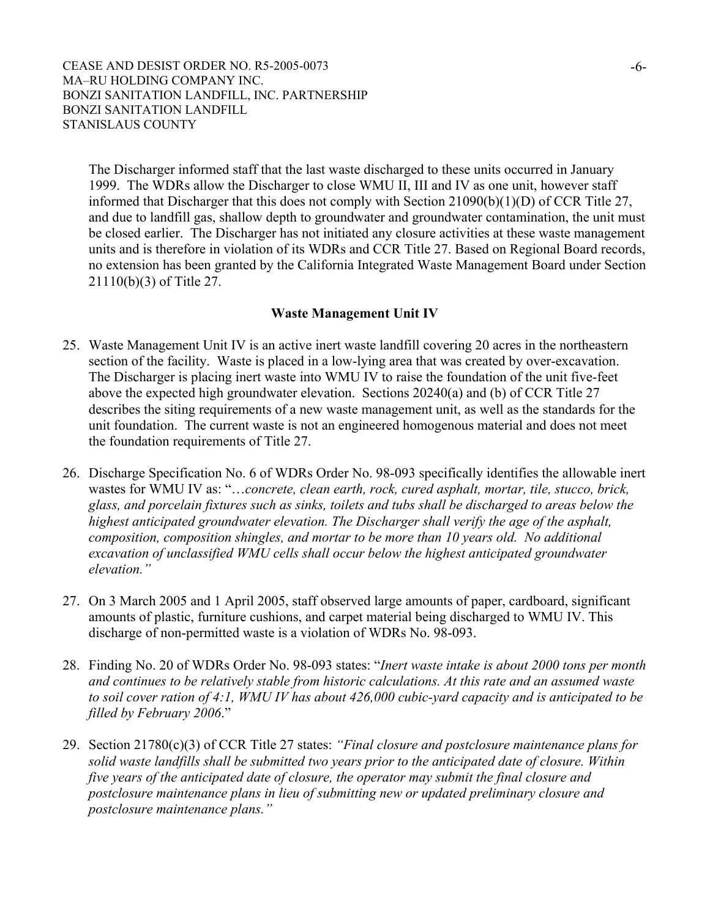The Discharger informed staff that the last waste discharged to these units occurred in January 1999. The WDRs allow the Discharger to close WMU II, III and IV as one unit, however staff informed that Discharger that this does not comply with Section 21090(b)(1)(D) of CCR Title 27, and due to landfill gas, shallow depth to groundwater and groundwater contamination, the unit must be closed earlier. The Discharger has not initiated any closure activities at these waste management units and is therefore in violation of its WDRs and CCR Title 27. Based on Regional Board records, no extension has been granted by the California Integrated Waste Management Board under Section 21110(b)(3) of Title 27.

**Waste Management Unit IV**

25. Waste Management Unit IV is an active inert waste landfill covering 20 acres in the northeastern section of the facility. Waste is placed in a low-lying area that was created by over-excavation. The Discharger is placing inert waste into WMU IV to raise the foundation of the unit five-feet above the expected high groundwater elevation. Sections 20240(a) and (b) of CCR Title 27 describes the siting requirements of a new waste management unit, as well as the standards for the unit foundation. The current waste is not an engineered homogenous material and does not meet the foundation requirements of Title 27.

26. Discharge Specification No. 6 of WDRs Order No. 98-093 specifically identifies the allowable inert wastes for WMU IV as: "…*concrete, clean earth, rock, cured asphalt, mortar, tile, stucco, brick, glass, and porcelain fixtures such as sinks, toilets and tubs shall be discharged to areas below the highest anticipated groundwater elevation. The Discharger shall verify the age of the asphalt, composition, composition shingles, and mortar to be more than 10 years old. No additional excavation of unclassified WMU cells shall occur below the highest anticipated groundwater elevation."*

27. On 3 March 2005 and 1 April 2005, staff observed large amounts of paper, cardboard, significant amounts of plastic, furniture cushions, and carpet material being discharged to WMU IV. This discharge of non-permitted waste is a violation of WDRs No. 98-093.

28. Finding No. 20 of WDRs Order No. 98-093 states: "*Inert waste intake is about 2000 tons per month and continues to be relatively stable from historic calculations. At this rate and an assumed waste to soil cover ration of 4:1, WMU IV has about 426,000 cubic-yard capacity and is anticipated to be filled by February 2006*."

29. Section 21780(c)(3) of CCR Title 27 states: *"Final closure and postclosure maintenance plans for solid waste landfills shall be submitted two years prior to the anticipated date of closure. Within five years of the anticipated date of closure, the operator may submit the final closure and postclosure maintenance plans in lieu of submitting new or updated preliminary closure and postclosure maintenance plans."*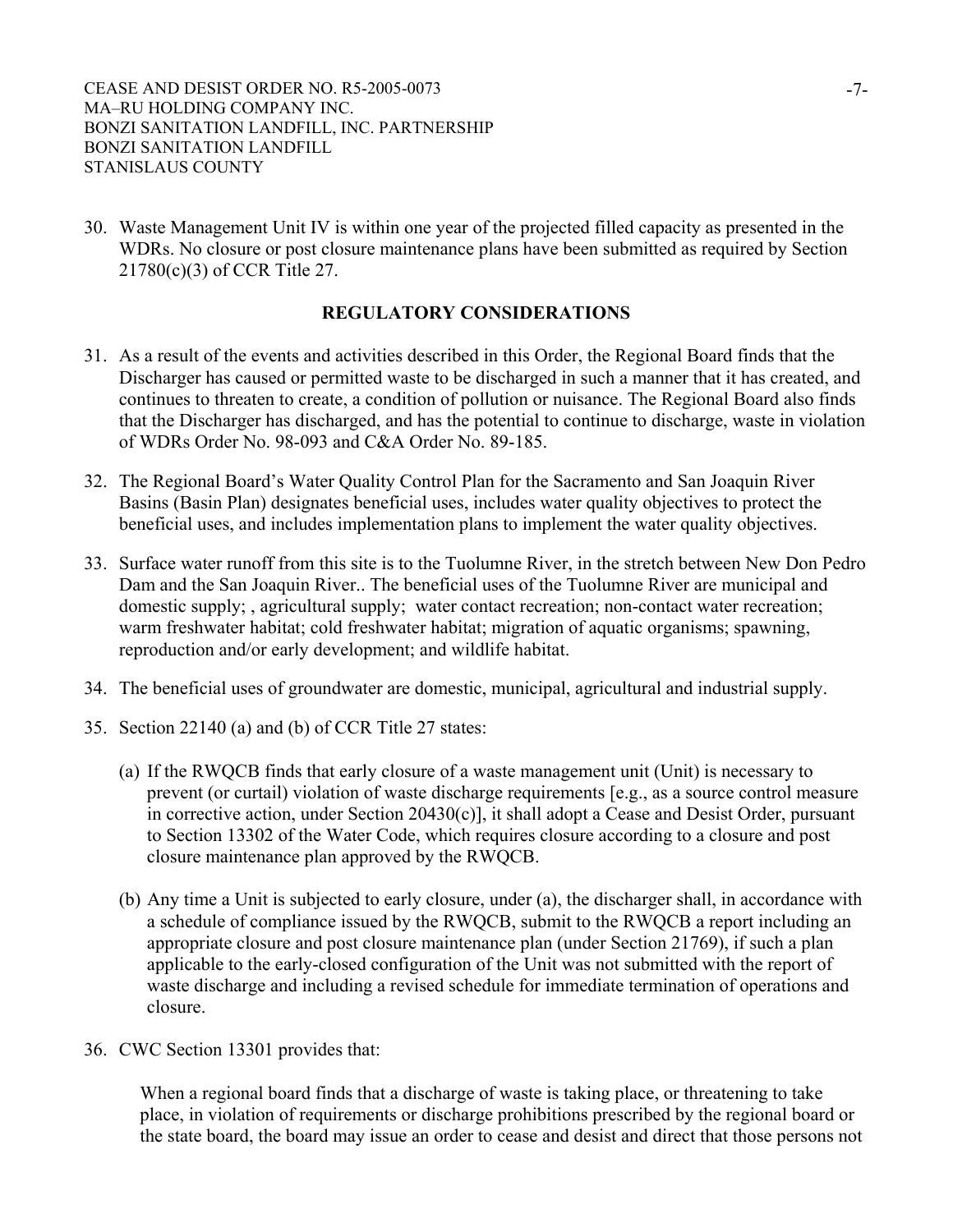30. Waste Management Unit IV is within one year of the projected filled capacity as presented in the WDRs. No closure or post closure maintenance plans have been submitted as required by Section 21780(c)(3) of CCR Title 27.

## REGULATORY CONSIDERATIONS

31. As a result of the events and activities described in this Order, the Regional Board finds that the Discharger has caused or permitted waste to be discharged in such a manner that it has created, and continues to threaten to create, a condition of pollution or nuisance. The Regional Board also finds that the Discharger has discharged, and has the potential to continue to discharge, waste in violation of WDRs Order No. 98-093 and C&A Order No. 89-185.

32. The Regional Board's Water Quality Control Plan for the Sacramento and San Joaquin River Basins (Basin Plan) designates beneficial uses, includes water quality objectives to protect the beneficial uses, and includes implementation plans to implement the water quality objectives.

33. Surface water runoff from this site is to the Tuolumne River, in the stretch between New Don Pedro Dam and the San Joaquin River.. The beneficial uses of the Tuolumne River are municipal and domestic supply; , agricultural supply; water contact recreation; non-contact water recreation; warm freshwater habitat; cold freshwater habitat; migration of aquatic organisms; spawning, reproduction and/or early development; and wildlife habitat.

34. The beneficial uses of groundwater are domestic, municipal, agricultural and industrial supply.

35. Section 22140 (a) and (b) of CCR Title 27 states:

    (a) If the RWQCB finds that early closure of a waste management unit (Unit) is necessary to prevent (or curtail) violation of waste discharge requirements [e.g., as a source control measure in corrective action, under Section 20430(c)], it shall adopt a Cease and Desist Order, pursuant to Section 13302 of the Water Code, which requires closure according to a closure and post closure maintenance plan approved by the RWQCB.

    (b) Any time a Unit is subjected to early closure, under (a), the discharger shall, in accordance with a schedule of compliance issued by the RWQCB, submit to the RWQCB a report including an appropriate closure and post closure maintenance plan (under Section 21769), if such a plan applicable to the early-closed configuration of the Unit was not submitted with the report of waste discharge and including a revised schedule for immediate termination of operations and closure.

36. CWC Section 13301 provides that:

    When a regional board finds that a discharge of waste is taking place, or threatening to take place, in violation of requirements or discharge prohibitions prescribed by the regional board or the state board, the board may issue an order to cease and desist and direct that those persons not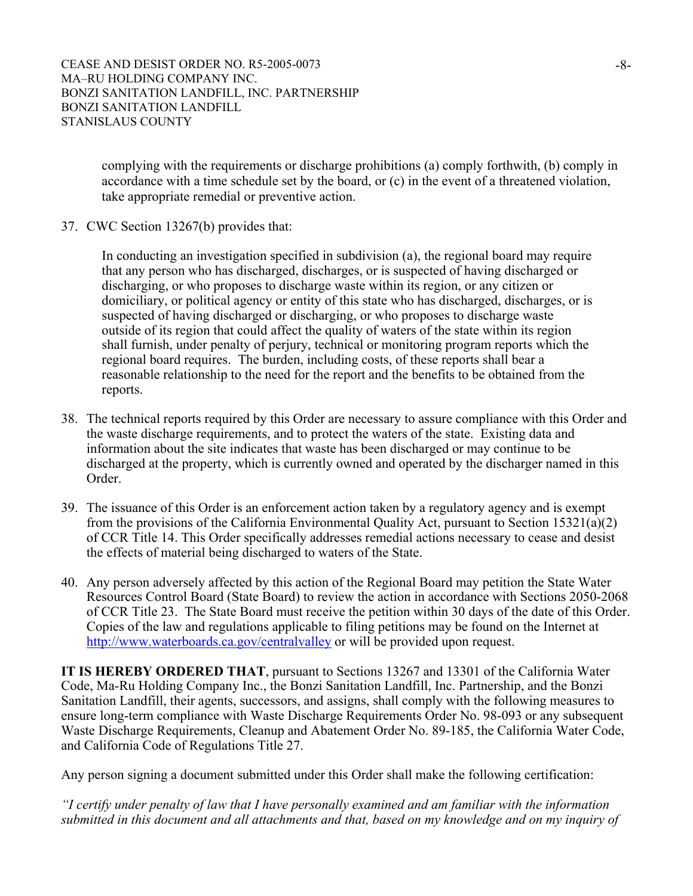complying with the requirements or discharge prohibitions (a) comply forthwith, (b) comply in accordance with a time schedule set by the board, or (c) in the event of a threatened violation, take appropriate remedial or preventive action.

37. CWC Section 13267(b) provides that:

    In conducting an investigation specified in subdivision (a), the regional board may require that any person who has discharged, discharges, or is suspected of having discharged or discharging, or who proposes to discharge waste within its region, or any citizen or domiciliary, or political agency or entity of this state who has discharged, discharges, or is suspected of having discharged or discharging, or who proposes to discharge waste outside of its region that could affect the quality of waters of the state within its region shall furnish, under penalty of perjury, technical or monitoring program reports which the regional board requires. The burden, including costs, of these reports shall bear a reasonable relationship to the need for the report and the benefits to be obtained from the reports.

38. The technical reports required by this Order are necessary to assure compliance with this Order and the waste discharge requirements, and to protect the waters of the state. Existing data and information about the site indicates that waste has been discharged or may continue to be discharged at the property, which is currently owned and operated by the discharger named in this Order.

39. The issuance of this Order is an enforcement action taken by a regulatory agency and is exempt from the provisions of the California Environmental Quality Act, pursuant to Section 15321(a)(2) of CCR Title 14. This Order specifically addresses remedial actions necessary to cease and desist the effects of material being discharged to waters of the State.

40. Any person adversely affected by this action of the Regional Board may petition the State Water Resources Control Board (State Board) to review the action in accordance with Sections 2050-2068 of CCR Title 23. The State Board must receive the petition within 30 days of the date of this Order. Copies of the law and regulations applicable to filing petitions may be found on the Internet at http://www.waterboards.ca.gov/centralvalley or will be provided upon request.

**IT IS HEREBY ORDERED THAT**, pursuant to Sections 13267 and 13301 of the California Water Code, Ma-Ru Holding Company Inc., the Bonzi Sanitation Landfill, Inc. Partnership, and the Bonzi Sanitation Landfill, their agents, successors, and assigns, shall comply with the following measures to ensure long-term compliance with Waste Discharge Requirements Order No. 98-093 or any subsequent Waste Discharge Requirements, Cleanup and Abatement Order No. 89-185, the California Water Code, and California Code of Regulations Title 27.

Any person signing a document submitted under this Order shall make the following certification:

*"I certify under penalty of law that I have personally examined and am familiar with the information submitted in this document and all attachments and that, based on my knowledge and on my inquiry of*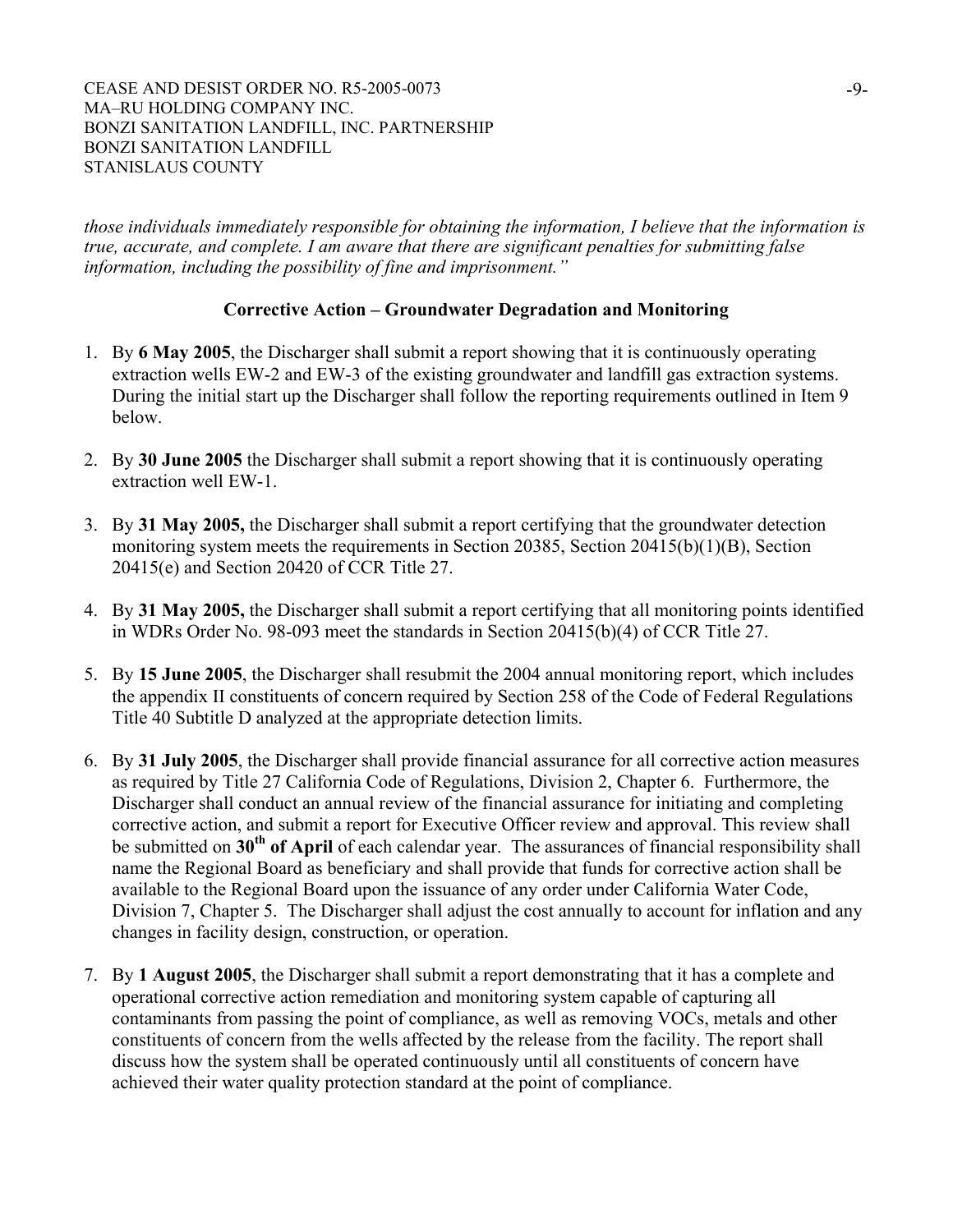*those individuals immediately responsible for obtaining the information, I believe that the information is true, accurate, and complete. I am aware that there are significant penalties for submitting false information, including the possibility of fine and imprisonment."*

### Corrective Action – Groundwater Degradation and Monitoring

1. By **6 May 2005**, the Discharger shall submit a report showing that it is continuously operating extraction wells EW-2 and EW-3 of the existing groundwater and landfill gas extraction systems. During the initial start up the Discharger shall follow the reporting requirements outlined in Item 9 below.

2. By **30 June 2005** the Discharger shall submit a report showing that it is continuously operating extraction well EW-1.

3. By **31 May 2005,** the Discharger shall submit a report certifying that the groundwater detection monitoring system meets the requirements in Section 20385, Section 20415(b)(1)(B), Section 20415(e) and Section 20420 of CCR Title 27.

4. By **31 May 2005,** the Discharger shall submit a report certifying that all monitoring points identified in WDRs Order No. 98-093 meet the standards in Section 20415(b)(4) of CCR Title 27.

5. By **15 June 2005**, the Discharger shall resubmit the 2004 annual monitoring report, which includes the appendix II constituents of concern required by Section 258 of the Code of Federal Regulations Title 40 Subtitle D analyzed at the appropriate detection limits.

6. By **31 July 2005**, the Discharger shall provide financial assurance for all corrective action measures as required by Title 27 California Code of Regulations, Division 2, Chapter 6. Furthermore, the Discharger shall conduct an annual review of the financial assurance for initiating and completing corrective action, and submit a report for Executive Officer review and approval. This review shall be submitted on **30th of April** of each calendar year. The assurances of financial responsibility shall name the Regional Board as beneficiary and shall provide that funds for corrective action shall be available to the Regional Board upon the issuance of any order under California Water Code, Division 7, Chapter 5. The Discharger shall adjust the cost annually to account for inflation and any changes in facility design, construction, or operation.

7. By **1 August 2005**, the Discharger shall submit a report demonstrating that it has a complete and operational corrective action remediation and monitoring system capable of capturing all contaminants from passing the point of compliance, as well as removing VOCs, metals and other constituents of concern from the wells affected by the release from the facility. The report shall discuss how the system shall be operated continuously until all constituents of concern have achieved their water quality protection standard at the point of compliance.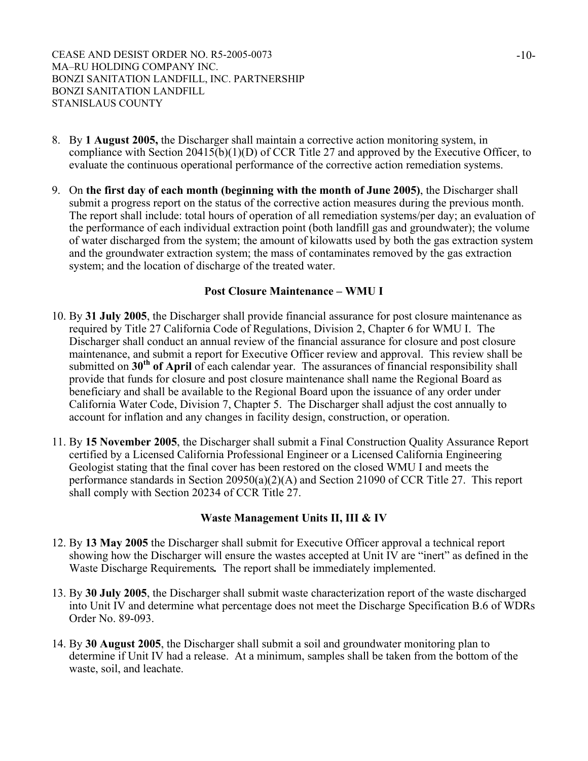8. By **1 August 2005,** the Discharger shall maintain a corrective action monitoring system, in compliance with Section 20415(b)(1)(D) of CCR Title 27 and approved by the Executive Officer, to evaluate the continuous operational performance of the corrective action remediation systems.

9. On **the first day of each month (beginning with the month of June 2005)**, the Discharger shall submit a progress report on the status of the corrective action measures during the previous month. The report shall include: total hours of operation of all remediation systems/per day; an evaluation of the performance of each individual extraction point (both landfill gas and groundwater); the volume of water discharged from the system; the amount of kilowatts used by both the gas extraction system and the groundwater extraction system; the mass of contaminates removed by the gas extraction system; and the location of discharge of the treated water.

**Post Closure Maintenance – WMU I**

10. By **31 July 2005**, the Discharger shall provide financial assurance for post closure maintenance as required by Title 27 California Code of Regulations, Division 2, Chapter 6 for WMU I. The Discharger shall conduct an annual review of the financial assurance for closure and post closure maintenance, and submit a report for Executive Officer review and approval. This review shall be submitted on **30th of April** of each calendar year. The assurances of financial responsibility shall provide that funds for closure and post closure maintenance shall name the Regional Board as beneficiary and shall be available to the Regional Board upon the issuance of any order under California Water Code, Division 7, Chapter 5. The Discharger shall adjust the cost annually to account for inflation and any changes in facility design, construction, or operation.

11. By **15 November 2005**, the Discharger shall submit a Final Construction Quality Assurance Report certified by a Licensed California Professional Engineer or a Licensed California Engineering Geologist stating that the final cover has been restored on the closed WMU I and meets the performance standards in Section 20950(a)(2)(A) and Section 21090 of CCR Title 27. This report shall comply with Section 20234 of CCR Title 27.

**Waste Management Units II, III & IV**

12. By **13 May 2005** the Discharger shall submit for Executive Officer approval a technical report showing how the Discharger will ensure the wastes accepted at Unit IV are "inert" as defined in the Waste Discharge Requirements**.** The report shall be immediately implemented.

13. By **30 July 2005**, the Discharger shall submit waste characterization report of the waste discharged into Unit IV and determine what percentage does not meet the Discharge Specification B.6 of WDRs Order No. 89-093.

14. By **30 August 2005**, the Discharger shall submit a soil and groundwater monitoring plan to determine if Unit IV had a release. At a minimum, samples shall be taken from the bottom of the waste, soil, and leachate.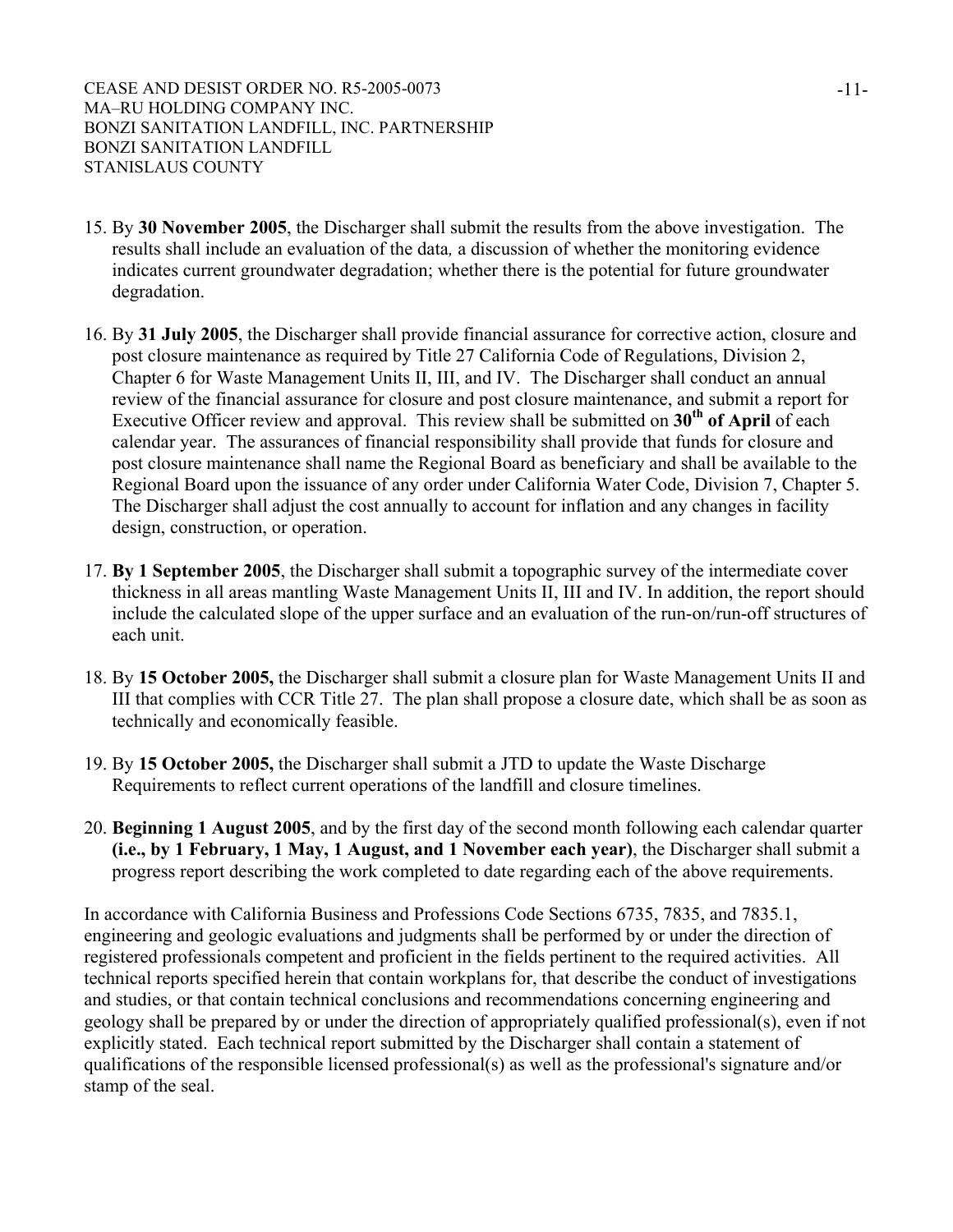15. By **30 November 2005**, the Discharger shall submit the results from the above investigation. The results shall include an evaluation of the data, a discussion of whether the monitoring evidence indicates current groundwater degradation; whether there is the potential for future groundwater degradation.

16. By **31 July 2005**, the Discharger shall provide financial assurance for corrective action, closure and post closure maintenance as required by Title 27 California Code of Regulations, Division 2, Chapter 6 for Waste Management Units II, III, and IV. The Discharger shall conduct an annual review of the financial assurance for closure and post closure maintenance, and submit a report for Executive Officer review and approval. This review shall be submitted on **30th of April** of each calendar year. The assurances of financial responsibility shall provide that funds for closure and post closure maintenance shall name the Regional Board as beneficiary and shall be available to the Regional Board upon the issuance of any order under California Water Code, Division 7, Chapter 5. The Discharger shall adjust the cost annually to account for inflation and any changes in facility design, construction, or operation.

17. **By 1 September 2005**, the Discharger shall submit a topographic survey of the intermediate cover thickness in all areas mantling Waste Management Units II, III and IV. In addition, the report should include the calculated slope of the upper surface and an evaluation of the run-on/run-off structures of each unit.

18. By **15 October 2005,** the Discharger shall submit a closure plan for Waste Management Units II and III that complies with CCR Title 27. The plan shall propose a closure date, which shall be as soon as technically and economically feasible.

19. By **15 October 2005,** the Discharger shall submit a JTD to update the Waste Discharge Requirements to reflect current operations of the landfill and closure timelines.

20. **Beginning 1 August 2005**, and by the first day of the second month following each calendar quarter **(i.e., by 1 February, 1 May, 1 August, and 1 November each year)**, the Discharger shall submit a progress report describing the work completed to date regarding each of the above requirements.

In accordance with California Business and Professions Code Sections 6735, 7835, and 7835.1, engineering and geologic evaluations and judgments shall be performed by or under the direction of registered professionals competent and proficient in the fields pertinent to the required activities. All technical reports specified herein that contain workplans for, that describe the conduct of investigations and studies, or that contain technical conclusions and recommendations concerning engineering and geology shall be prepared by or under the direction of appropriately qualified professional(s), even if not explicitly stated. Each technical report submitted by the Discharger shall contain a statement of qualifications of the responsible licensed professional(s) as well as the professional's signature and/or stamp of the seal.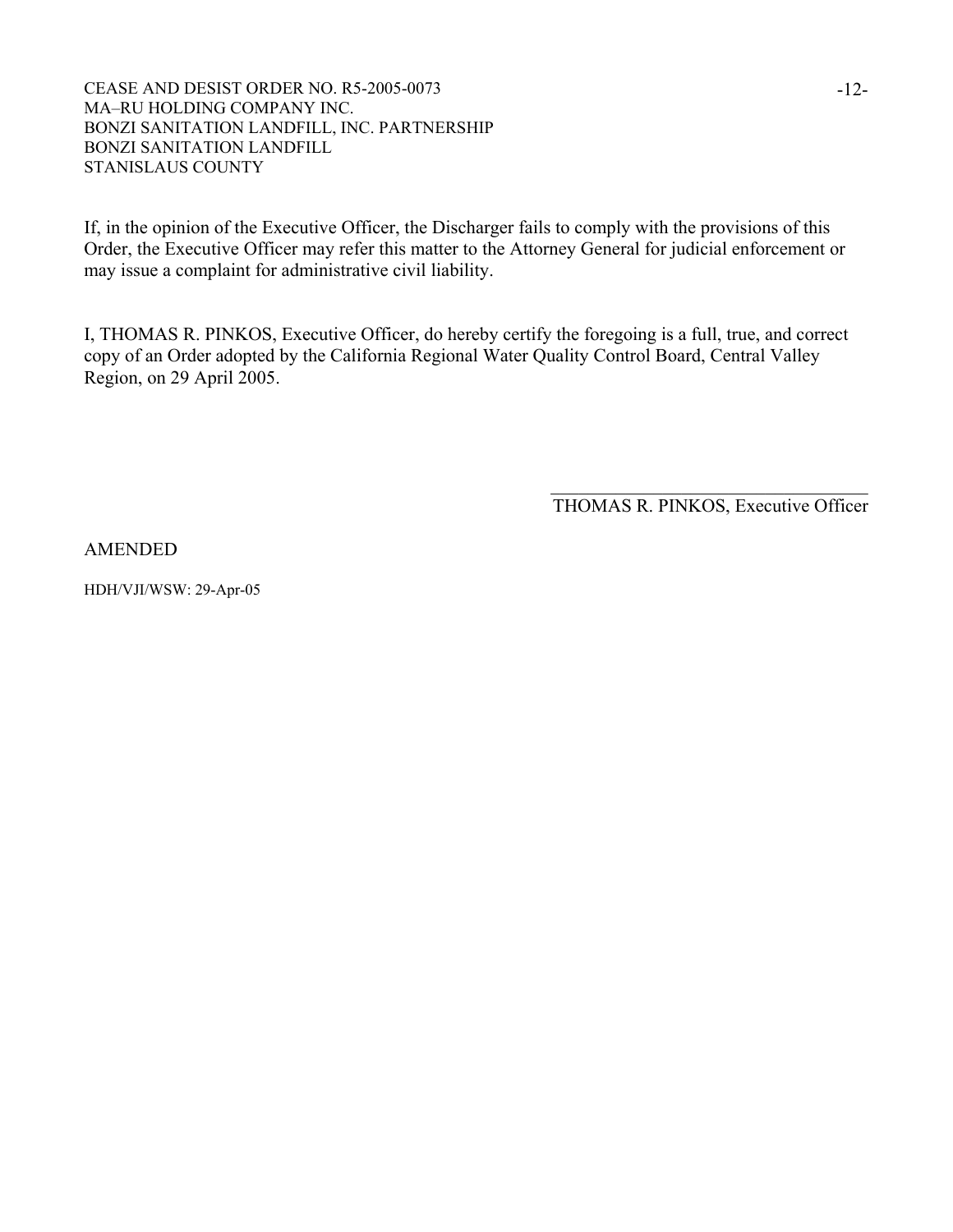If, in the opinion of the Executive Officer, the Discharger fails to comply with the provisions of this Order, the Executive Officer may refer this matter to the Attorney General for judicial enforcement or may issue a complaint for administrative civil liability.

I, THOMAS R. PINKOS, Executive Officer, do hereby certify the foregoing is a full, true, and correct copy of an Order adopted by the California Regional Water Quality Control Board, Central Valley Region, on 29 April 2005.

\_\_\_\_\_\_\_\_\_\_\_\_\_\_\_\_\_\_\_\_\_\_\_\_\_\_\_\_\_\_\_\_\_\_\_\_

THOMAS R. PINKOS, Executive Officer

AMENDED

HDH/VJI/WSW: 29-Apr-05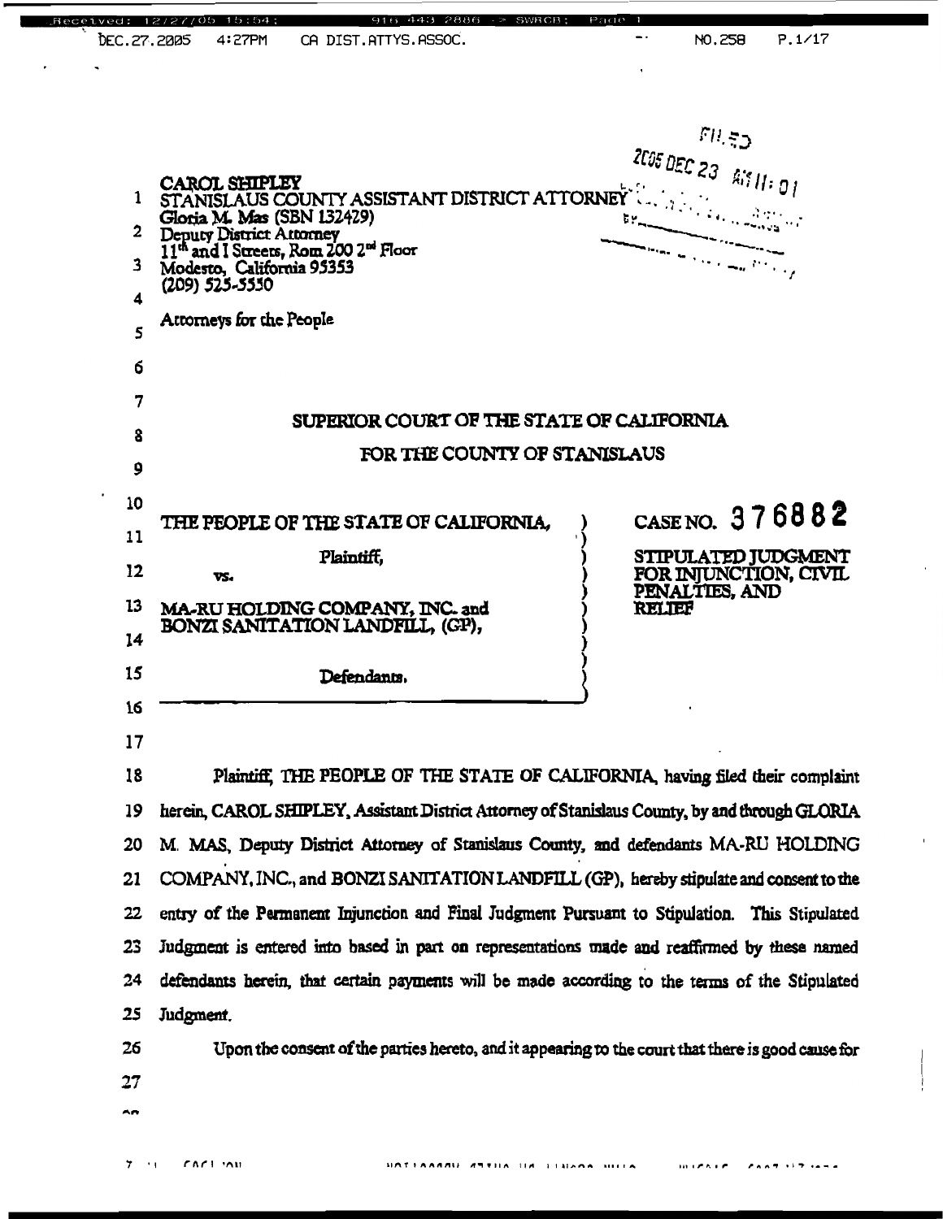CAROL SHIPLEY
STANISLAUS COUNTY ASSISTANT DISTRICT ATTORNEY
Gloria M. Mas (SBN 132429)
Deputy District Attorney
11th and I Streets, Rom 200 2nd Floor
Modesto, California 95353
(209) 525-5550

Attorneys for the People

FILED
2005 DEC 23 AM 11:01

**SUPERIOR COURT OF THE STATE OF CALIFORNIA**

**FOR THE COUNTY OF STANISLAUS**

| | |
|---|---|
| THE PEOPLE OF THE STATE OF CALIFORNIA,<br><br>Plaintiff,<br><br>vs.<br><br>MA-RU HOLDING COMPANY, INC. and BONZI SANITATION LANDFILL, (GP),<br><br>Defendants. | CASE NO. 376882<br><br>STIPULATED JUDGMENT FOR INJUNCTION, CIVIL PENALTIES, AND RELIEF |

Plaintiff, THE PEOPLE OF THE STATE OF CALIFORNIA, having filed their complaint herein, CAROL SHIPLEY, Assistant District Attorney of Stanislaus County, by and through GLORIA M. MAS, Deputy District Attorney of Stanislaus County, and defendants MA-RU HOLDING COMPANY, INC., and BONZI SANITATION LANDFILL (GP), hereby stipulate and consent to the entry of the Permanent Injunction and Final Judgment Pursuant to Stipulation. This Stipulated Judgment is entered into based in part on representations made and reaffirmed by these named defendants herein, that certain payments will be made according to the terms of the Stipulated Judgment.

Upon the consent of the parties hereto, and it appearing to the court that there is good cause for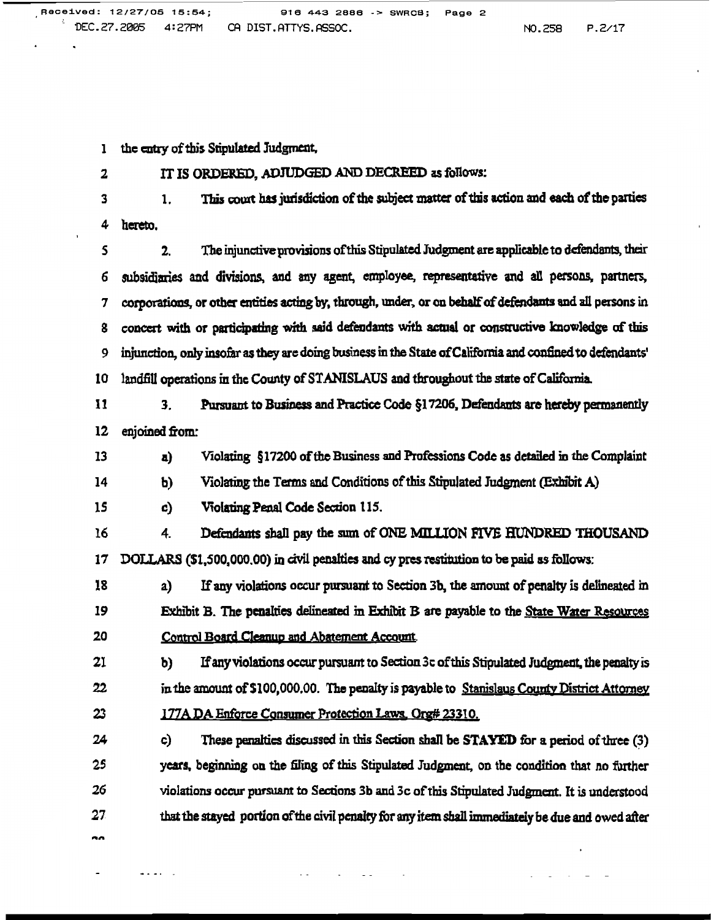the entry of this Stipulated Judgment,

IT IS ORDERED, ADJUDGED AND DECREED as follows:

1. This court has jurisdiction of the subject matter of this action and each of the parties hereto.

2. The injunctive provisions of this Stipulated Judgment are applicable to defendants, their subsidiaries and divisions, and any agent, employee, representative and all persons, partners, corporations, or other entities acting by, through, under, or on behalf of defendants and all persons in concert with or participating with said defendants with actual or constructive knowledge of this injunction, only insofar as they are doing business in the State of California and confined to defendants' landfill operations in the County of STANISLAUS and throughout the state of California.

3. Pursuant to Business and Practice Code §17206, Defendants are hereby permanently enjoined from:

a) Violating §17200 of the Business and Professions Code as detailed in the Complaint

b) Violating the Terms and Conditions of this Stipulated Judgment (Exhibit A)

c) Violating Penal Code Section 115.

4. Defendants shall pay the sum of ONE MILLION FIVE HUNDRED THOUSAND DOLLARS ($1,500,000.00) in civil penalties and cy pres restitution to be paid as follows:

a) If any violations occur pursuant to Section 3b, the amount of penalty is delineated in Exhibit B. The penalties delineated in Exhibit B are payable to the State Water Resources Control Board Cleanup and Abatement Account.

b) If any violations occur pursuant to Section 3c of this Stipulated Judgment, the penalty is in the amount of $100,000.00. The penalty is payable to Stanislaus County District Attorney 177A DA Enforce Consumer Protection Laws, Org# 23310.

c) These penalties discussed in this Section shall be **STAYED** for a period of three (3) years, beginning on the filing of this Stipulated Judgment, on the condition that no further violations occur pursuant to Sections 3b and 3c of this Stipulated Judgment. It is understood that the stayed portion of the civil penalty for any item shall immediately be due and owed after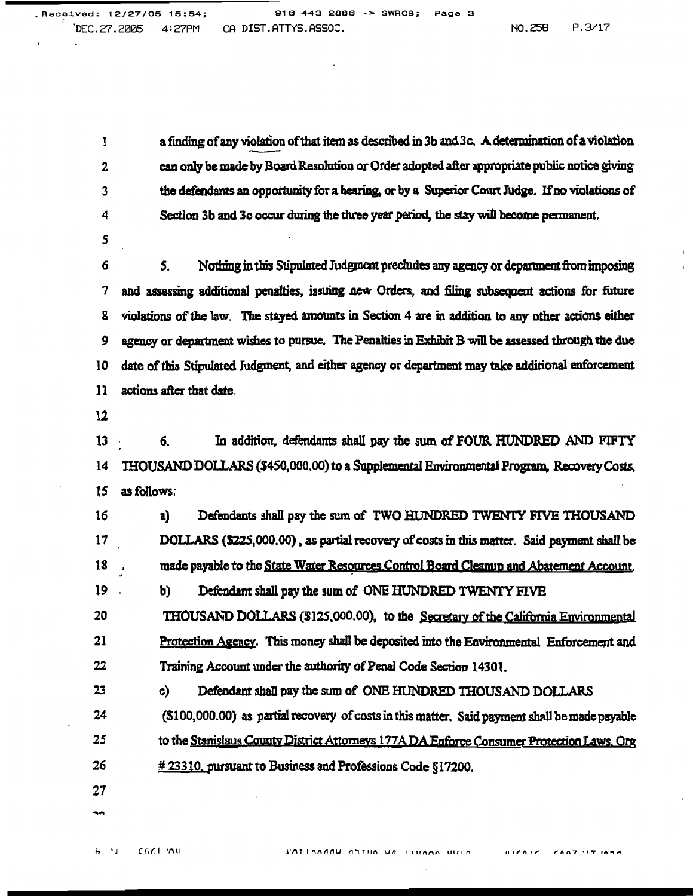a finding of any violation of that item as described in 3b and 3c. A determination of a violation can only be made by Board Resolution or Order adopted after appropriate public notice giving the defendants an opportunity for a hearing, or by a Superior Court Judge. If no violations of Section 3b and 3c occur during the three year period, the stay will become permanent.

5. Nothing in this Stipulated Judgment precludes any agency or department from imposing and assessing additional penalties, issuing new Orders, and filing subsequent actions for future violations of the law. The stayed amounts in Section 4 are in addition to any other actions either agency or department wishes to pursue. The Penalties in Exhibit B will be assessed through the due date of this Stipulated Judgment, and either agency or department may take additional enforcement actions after that date.

6. In addition, defendants shall pay the sum of FOUR HUNDRED AND FIFTY THOUSAND DOLLARS ($450,000.00) to a Supplemental Environmental Program, Recovery Costs, as follows:

a) Defendants shall pay the sum of TWO HUNDRED TWENTY FIVE THOUSAND DOLLARS ($225,000.00), as partial recovery of costs in this matter. Said payment shall be made payable to the State Water Resources Control Board Cleanup and Abatement Account.

b) Defendant shall pay the sum of ONE HUNDRED TWENTY FIVE THOUSAND DOLLARS ($125,000.00), to the Secretary of the California Environmental Protection Agency. This money shall be deposited into the Environmental Enforcement and Training Account under the authority of Penal Code Section 14301.

c) Defendant shall pay the sum of ONE HUNDRED THOUSAND DOLLARS ($100,000.00) as partial recovery of costs in this matter. Said payment shall be made payable to the Stanislaus County District Attorneys 177A DA Enforce Consumer Protection Laws. Org # 23310, pursuant to Business and Professions Code §17200.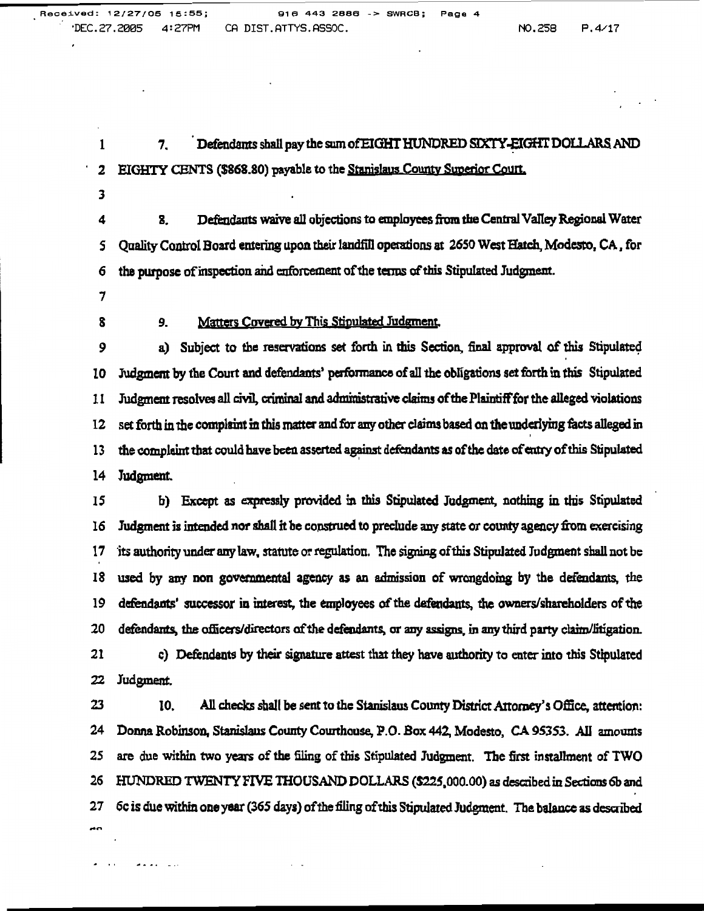7. Defendants shall pay the sum of EIGHT HUNDRED SIXTY-EIGHT DOLLARS AND EIGHTY CENTS ($868.80) payable to the Stanislaus County Superior Court.

8. Defendants waive all objections to employees from the Central Valley Regional Water Quality Control Board entering upon their landfill operations at 2650 West Hatch, Modesto, CA, for the purpose of inspection and enforcement of the terms of this Stipulated Judgment.

9. Matters Covered by This Stipulated Judgment.

a) Subject to the reservations set forth in this Section, final approval of this Stipulated Judgment by the Court and defendants' performance of all the obligations set forth in this Stipulated Judgment resolves all civil, criminal and administrative claims of the Plaintiff for the alleged violations set forth in the complaint in this matter and for any other claims based on the underlying facts alleged in the complaint that could have been asserted against defendants as of the date of entry of this Stipulated Judgment.

b) Except as expressly provided in this Stipulated Judgment, nothing in this Stipulated Judgment is intended nor shall it be construed to preclude any state or county agency from exercising its authority under any law, statute or regulation. The signing of this Stipulated Judgment shall not be used by any non governmental agency as an admission of wrongdoing by the defendants, the defendants' successor in interest, the employees of the defendants, the owners/shareholders of the defendants, the officers/directors of the defendants, or any assigns, in any third party claim/litigation.

c) Defendants by their signature attest that they have authority to enter into this Stipulated Judgment.

10. All checks shall be sent to the Stanislaus County District Attorney's Office, attention: Donna Robinson, Stanislaus County Courthouse, P.O. Box 442, Modesto, CA 95353. All amounts are due within two years of the filing of this Stipulated Judgment. The first installment of TWO HUNDRED TWENTY FIVE THOUSAND DOLLARS ($225,000.00) as described in Sections 6b and 6c is due within one year (365 days) of the filing of this Stipulated Judgment. The balance as described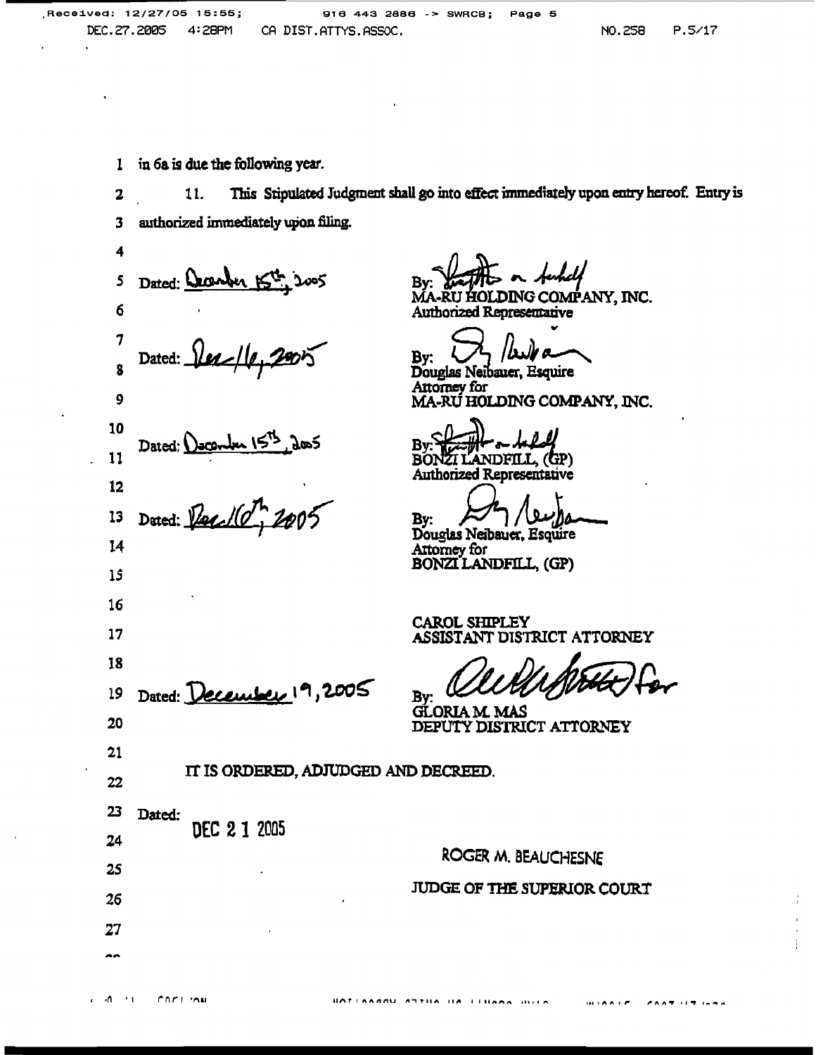in 6a is due the following year.

11. This Stipulated Judgment shall go into effect immediately upon entry hereof. Entry is authorized immediately upon filing.

Dated: December 15th, 2005

By: [signature]
MA-RU HOLDING COMPANY, INC.
Authorized Representative

Dated: Dec/16, 2005

By: [signature]
Douglas Neibauer, Esquire
Attorney for
MA-RU HOLDING COMPANY, INC.

Dated: December 15th, 2005

By: [signature]
BONZI LANDFILL, (GP)
Authorized Representative

Dated: Dec/16th, 2005

By: [signature]
Douglas Neibauer, Esquire
Attorney for
BONZI LANDFILL, (GP)

CAROL SHIPLEY
ASSISTANT DISTRICT ATTORNEY

Dated: December 19, 2005

By: [signature] for
GLORIA M. MAS
DEPUTY DISTRICT ATTORNEY

IT IS ORDERED, ADJUDGED AND DECREED.

Dated: DEC 21 2005

ROGER M. BEAUCHESNE

JUDGE OF THE SUPERIOR COURT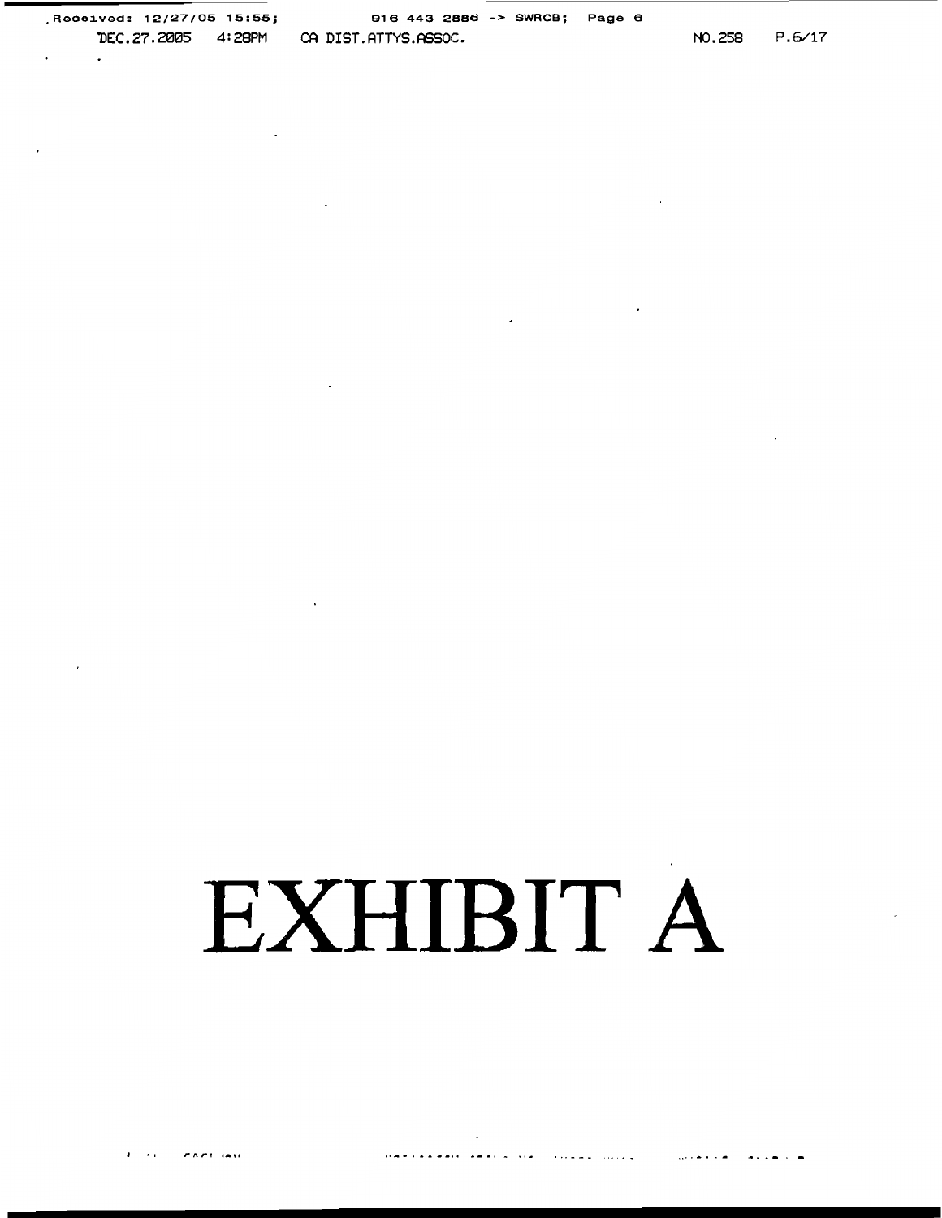# EXHIBIT A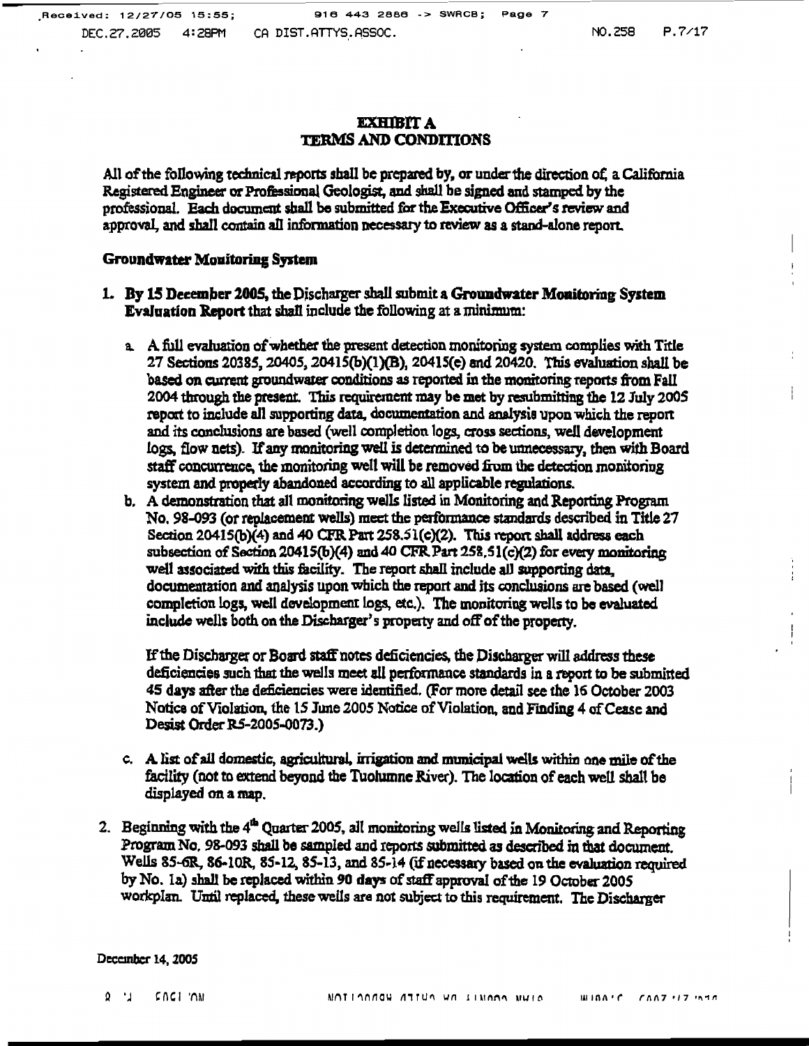# EXHIBIT A
# TERMS AND CONDITIONS

All of the following technical reports shall be prepared by, or under the direction of, a California Registered Engineer or Professional Geologist, and shall be signed and stamped by the professional. Each document shall be submitted for the Executive Officer's review and approval, and shall contain all information necessary to review as a stand-alone report.

**Groundwater Monitoring System**

1. **By 15 December 2005,** the Discharger shall submit a **Groundwater Monitoring System Evaluation Report** that shall include the following at a minimum:

   a. A full evaluation of whether the present detection monitoring system complies with Title 27 Sections 20385, 20405, 20415(b)(1)(B), 20415(e) and 20420. This evaluation shall be based on current groundwater conditions as reported in the monitoring reports from Fall 2004 through the present. This requirement may be met by resubmitting the 12 July 2005 report to include all supporting data, documentation and analysis upon which the report and its conclusions are based (well completion logs, cross sections, well development logs, flow nets). If any monitoring well is determined to be unnecessary, then with Board staff concurrence, the monitoring well will be removed from the detection monitoring system and properly abandoned according to all applicable regulations.

   b. A demonstration that all monitoring wells listed in Monitoring and Reporting Program No. 98-093 (or replacement wells) meet the performance standards described in Title 27 Section 20415(b)(4) and 40 CFR Part 258.51(c)(2). This report shall address each subsection of Section 20415(b)(4) and 40 CFR Part 258.51(c)(2) for every monitoring well associated with this facility. The report shall include all supporting data, documentation and analysis upon which the report and its conclusions are based (well completion logs, well development logs, etc.). The monitoring wells to be evaluated include wells both on the Discharger's property and off of the property.

      If the Discharger or Board staff notes deficiencies, the Discharger will address these deficiencies such that the wells meet all performance standards in a report to be submitted 45 days after the deficiencies were identified. (For more detail see the 16 October 2003 Notice of Violation, the 15 June 2005 Notice of Violation, and Finding 4 of Cease and Desist Order R5-2005-0073.)

   c. A list of all domestic, agricultural, irrigation and municipal wells within one mile of the facility (not to extend beyond the Tuolumne River). The location of each well shall be displayed on a map.

2. Beginning with the 4[th] Quarter 2005, all monitoring wells listed in Monitoring and Reporting Program No. 98-093 shall be sampled and reports submitted as described in that document. Wells 85-6R, 86-10R, 85-12, 85-13, and 85-14 (if necessary based on the evaluation required by No. 1a) shall be replaced within **90 days** of staff approval of the 19 October 2005 workplan. Until replaced, these wells are not subject to this requirement. The Discharger

December 14, 2005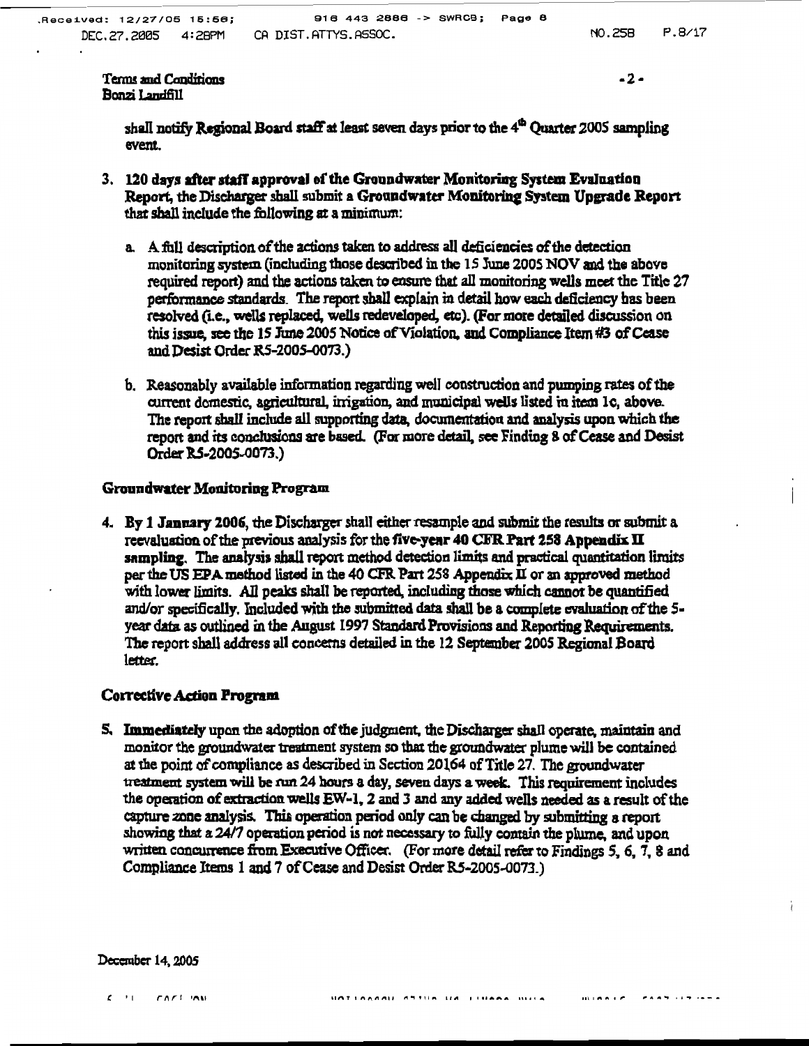shall notify Regional Board staff at least seven days prior to the 4th Quarter 2005 sampling event.

3. **120 days after staff approval of the Groundwater Monitoring System Evaluation Report**, the Discharger shall submit a **Groundwater Monitoring System Upgrade Report** that shall include the following at a minimum:

   a. A full description of the actions taken to address all deficiencies of the detection monitoring system (including those described in the 15 June 2005 NOV and the above required report) and the actions taken to ensure that all monitoring wells meet the Title 27 performance standards. The report shall explain in detail how each deficiency has been resolved (i.e., wells replaced, wells redeveloped, etc). (For more detailed discussion on this issue, see the 15 June 2005 Notice of Violation, and Compliance Item #3 of Cease and Desist Order R5-2005-0073.)

   b. Reasonably available information regarding well construction and pumping rates of the current domestic, agricultural, irrigation, and municipal wells listed in item 1c, above. The report shall include all supporting data, documentation and analysis upon which the report and its conclusions are based. (For more detail, see Finding 8 of Cease and Desist Order R5-2005-0073.)

## Groundwater Monitoring Program

4. **By 1 January 2006**, the Discharger shall either resample and submit the results or submit a reevaluation of the previous analysis for the **five-year 40 CFR Part 258 Appendix II sampling**. The analysis shall report method detection limits and practical quantitation limits per the US EPA method listed in the 40 CFR Part 258 Appendix II or an approved method with lower limits. All peaks shall be reported, including those which cannot be quantified and/or specifically. Included with the submitted data shall be a complete evaluation of the 5-year data as outlined in the August 1997 Standard Provisions and Reporting Requirements. The report shall address all concerns detailed in the 12 September 2005 Regional Board letter.

## Corrective Action Program

5. **Immediately** upon the adoption of the judgment, the Discharger shall operate, maintain and monitor the groundwater treatment system so that the groundwater plume will be contained at the point of compliance as described in Section 20164 of Title 27. The groundwater treatment system will be run 24 hours a day, seven days a week. This requirement includes the operation of extraction wells EW-1, 2 and 3 and any added wells needed as a result of the capture zone analysis. This operation period only can be changed by submitting a report showing that a 24/7 operation period is not necessary to fully contain the plume, and upon written concurrence from Executive Officer. (For more detail refer to Findings 5, 6, 7, 8 and Compliance Items 1 and 7 of Cease and Desist Order R5-2005-0073.)

December 14, 2005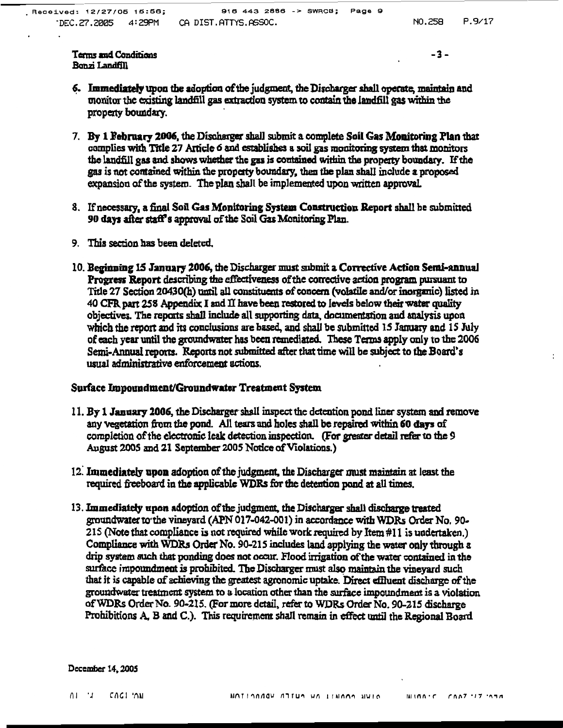Terms and Conditions
Bonzi Landfill

6. **Immediately** upon the adoption of the judgment, the Discharger shall operate, maintain and monitor the existing landfill gas extraction system to contain the landfill gas within the property boundary.

7. **By 1 February 2006**, the Discharger shall submit a complete **Soil Gas Monitoring Plan** that complies with Title 27 Article 6 and establishes a soil gas monitoring system that monitors the landfill gas and shows whether the gas is contained within the property boundary. If the gas is not contained within the property boundary, then the plan shall include a proposed expansion of the system. The plan shall be implemented upon written approval.

8. If necessary, a final **Soil Gas Monitoring System Construction Report** shall be submitted **90 days after staff's approval** of the Soil Gas Monitoring Plan.

9. This section has been deleted.

10. **Beginning 15 January 2006**, the Discharger must submit a **Corrective Action Semi-annual Progress Report** describing the effectiveness of the corrective action program pursuant to Title 27 Section 20430(h) until all constituents of concern (volatile and/or inorganic) listed in 40 CFR part 258 Appendix I and II have been restored to levels below their water quality objectives. The reports shall include all supporting data, documentation and analysis upon which the report and its conclusions are based, and shall be submitted 15 January and 15 July of each year until the groundwater has been remediated. These Terms apply only to the 2006 Semi-Annual reports. Reports not submitted after that time will be subject to the Board's usual administrative enforcement actions.

**Surface Impoundment/Groundwater Treatment System**

11. **By 1 January 2006**, the Discharger shall inspect the detention pond liner system and remove any vegetation from the pond. All tears and holes shall be repaired within **60 days** of completion of the electronic leak detection inspection. (For greater detail refer to the 9 August 2005 and 21 September 2005 Notice of Violations.)

12. **Immediately upon** adoption of the judgment, the Discharger must maintain at least the required freeboard in the applicable WDRs for the detention pond at all times.

13. **Immediately upon** adoption of the judgment, the Discharger shall discharge treated groundwater to the vineyard (APN 017-042-001) in accordance with WDRs Order No. 90-215 (Note that compliance is not required while work required by Item #11 is undertaken.) Compliance with WDRs Order No. 90-215 includes land applying the water only through a drip system such that ponding does not occur. Flood irrigation of the water contained in the surface impoundment is prohibited. The Discharger must also maintain the vineyard such that it is capable of achieving the greatest agronomic uptake. Direct effluent discharge of the groundwater treatment system to a location other than the surface impoundment is a violation of WDRs Order No. 90-215. (For more detail, refer to WDRs Order No. 90-215 discharge Prohibitions A, B and C.). This requirement shall remain in effect until the Regional Board

December 14, 2005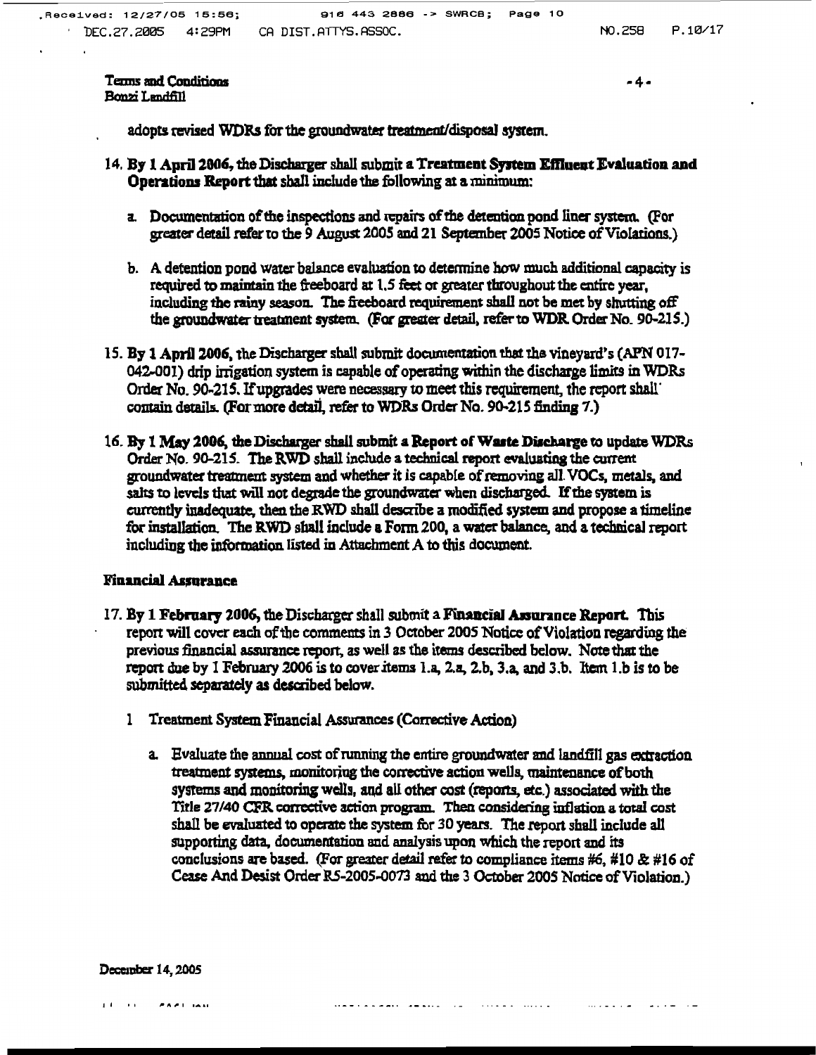adopts revised WDRs for the groundwater treatment/disposal system.

14. **By 1 April 2006**, the Discharger shall submit a **Treatment System Effluent Evaluation and Operations Report** that shall include the following at a minimum:

    a. Documentation of the inspections and repairs of the detention pond liner system. (For greater detail refer to the 9 August 2005 and 21 September 2005 Notice of Violations.)

    b. A detention pond water balance evaluation to determine how much additional capacity is required to maintain the freeboard at 1.5 feet or greater throughout the entire year, including the rainy season. The freeboard requirement shall not be met by shutting off the groundwater treatment system. (For greater detail, refer to WDR Order No. 90-215.)

15. **By 1 April 2006**, the Discharger shall submit documentation that the vineyard's (APN 017-042-001) drip irrigation system is capable of operating within the discharge limits in WDRs Order No. 90-215. If upgrades were necessary to meet this requirement, the report shall contain details. (For more detail, refer to WDRs Order No. 90-215 finding 7.)

16. **By 1 May 2006**, the Discharger shall submit a **Report of Waste Discharge** to update WDRs Order No. 90-215. The RWD shall include a technical report evaluating the current groundwater treatment system and whether it is capable of removing all VOCs, metals, and salts to levels that will not degrade the groundwater when discharged. If the system is currently inadequate, then the RWD shall describe a modified system and propose a timeline for installation. The RWD shall include a Form 200, a water balance, and a technical report including the information listed in Attachment A to this document.

### Financial Assurance

17. **By 1 February 2006**, the Discharger shall submit a **Financial Assurance Report**. This report will cover each of the comments in 3 October 2005 Notice of Violation regarding the previous financial assurance report, as well as the items described below. Note that the report due by 1 February 2006 is to cover items 1.a, 2.a, 2.b, 3.a, and 3.b. Item 1.b is to be submitted separately as described below.

    1 Treatment System Financial Assurances (Corrective Action)

    a. Evaluate the annual cost of running the entire groundwater and landfill gas extraction treatment systems, monitoring the corrective action wells, maintenance of both systems and monitoring wells, and all other cost (reports, etc.) associated with the Title 27/40 CFR corrective action program. Then considering inflation a total cost shall be evaluated to operate the system for 30 years. The report shall include all supporting data, documentation and analysis upon which the report and its conclusions are based. (For greater detail refer to compliance items #6, #10 & #16 of Cease And Desist Order R5-2005-0073 and the 3 October 2005 Notice of Violation.)

December 14, 2005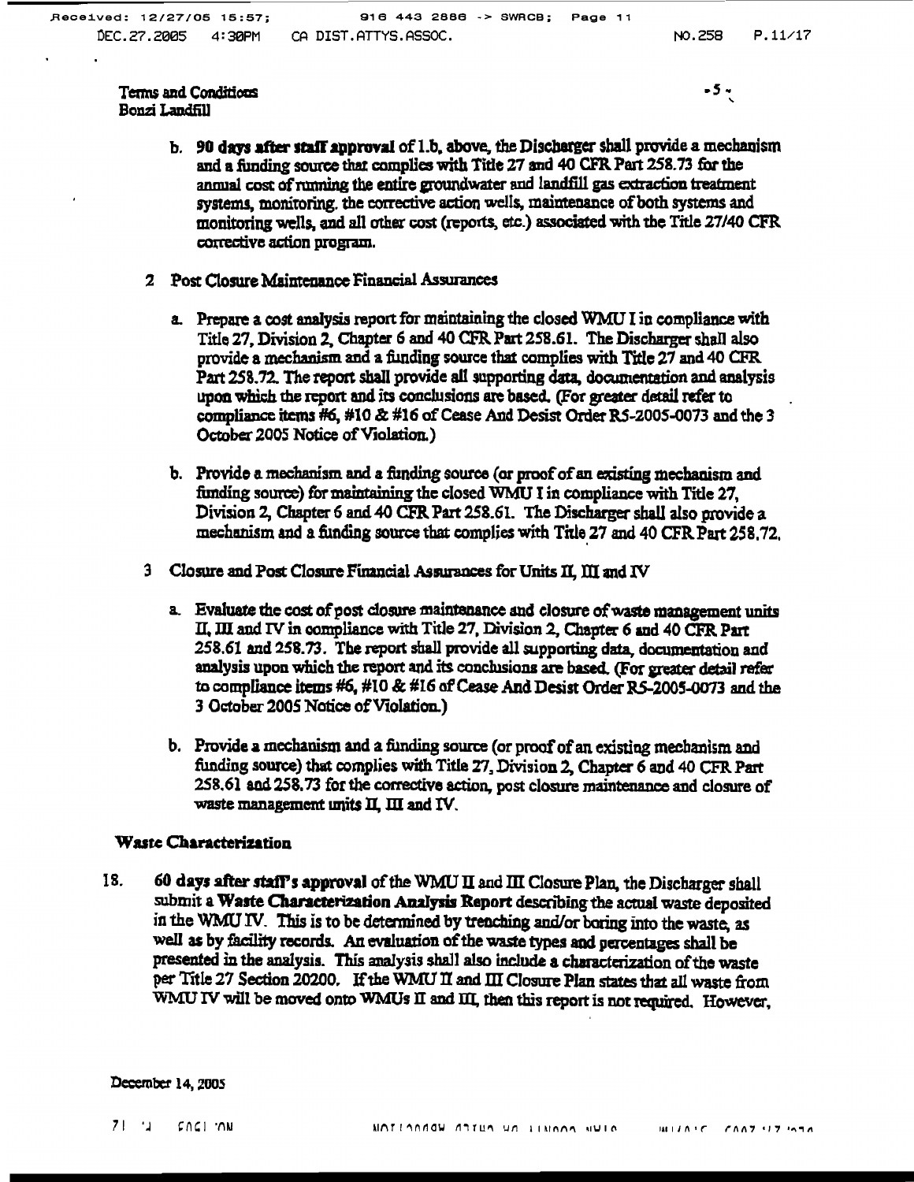b. **90 days after staff approval** of 1.b, above, the Discharger shall provide a mechanism and a funding source that complies with Title 27 and 40 CFR Part 258.73 for the annual cost of running the entire groundwater and landfill gas extraction treatment systems, monitoring, the corrective action wells, maintenance of both systems and monitoring wells, and all other cost (reports, etc.) associated with the Title 27/40 CFR corrective action program.

2 Post Closure Maintenance Financial Assurances

a. Prepare a cost analysis report for maintaining the closed WMU I in compliance with Title 27, Division 2, Chapter 6 and 40 CFR Part 258.61. The Discharger shall also provide a mechanism and a funding source that complies with Title 27 and 40 CFR Part 258.72. The report shall provide all supporting data, documentation and analysis upon which the report and its conclusions are based. (For greater detail refer to compliance items #6, #10 & #16 of Cease And Desist Order R5-2005-0073 and the 3 October 2005 Notice of Violation.)

b. Provide a mechanism and a funding source (or proof of an existing mechanism and funding source) for maintaining the closed WMU I in compliance with Title 27, Division 2, Chapter 6 and 40 CFR Part 258.61. The Discharger shall also provide a mechanism and a funding source that complies with Title 27 and 40 CFR Part 258.72.

3 Closure and Post Closure Financial Assurances for Units II, III and IV

a. Evaluate the cost of post closure maintenance and closure of waste management units II, III and IV in compliance with Title 27, Division 2, Chapter 6 and 40 CFR Part 258.61 and 258.73. The report shall provide all supporting data, documentation and analysis upon which the report and its conclusions are based. (For greater detail refer to compliance items #6, #10 & #16 of Cease And Desist Order R5-2005-0073 and the 3 October 2005 Notice of Violation.)

b. Provide a mechanism and a funding source (or proof of an existing mechanism and funding source) that complies with Title 27, Division 2, Chapter 6 and 40 CFR Part 258.61 and 258.73 for the corrective action, post closure maintenance and closure of waste management units II, III and IV.

### Waste Characterization

18. **60 days after staff's approval** of the WMU II and III Closure Plan, the Discharger shall submit a **Waste Characterization Analysis Report** describing the actual waste deposited in the WMU IV. This is to be determined by trenching and/or boring into the waste, as well as by facility records. An evaluation of the waste types and percentages shall be presented in the analysis. This analysis shall also include a characterization of the waste per Title 27 Section 20200. If the WMU II and III Closure Plan states that all waste from WMU IV will be moved onto WMUs II and III, then this report is not required. However,

December 14, 2005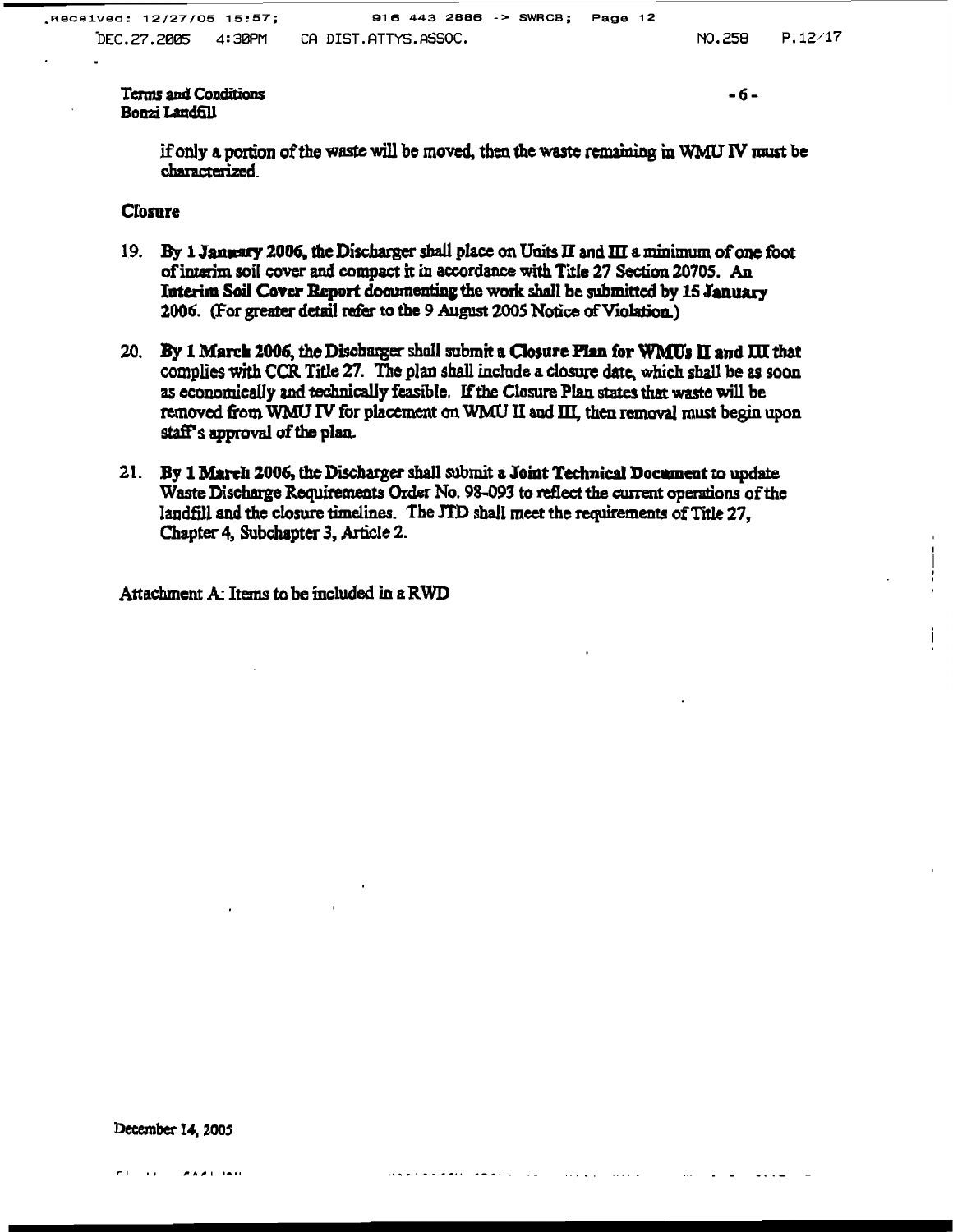if only a portion of the waste will be moved, then the waste remaining in WMU IV must be characterized.

**Closure**

19. **By 1 January 2006,** the Discharger shall place on Units II and III a minimum of one foot of interim soil cover and compact it in accordance with Title 27 Section 20705. An **Interim Soil Cover Report** documenting the work shall be submitted by **15 January 2006.** (For greater detail refer to the 9 August 2005 Notice of Violation.)

20. **By 1 March 2006,** the Discharger shall submit a **Closure Plan for WMUs II and III** that complies with CCR Title 27. The plan shall include a closure date, which shall be as soon as economically and technically feasible. If the Closure Plan states that waste will be removed from WMU IV for placement on WMU II and III, then removal must begin upon staff's approval of the plan.

21. **By 1 March 2006,** the Discharger shall submit a **Joint Technical Document** to update Waste Discharge Requirements Order No. 98-093 to reflect the current operations of the landfill and the closure timelines. The JTD shall meet the requirements of Title 27, Chapter 4, Subchapter 3, Article 2.

Attachment A: Items to be included in a RWD

December 14, 2005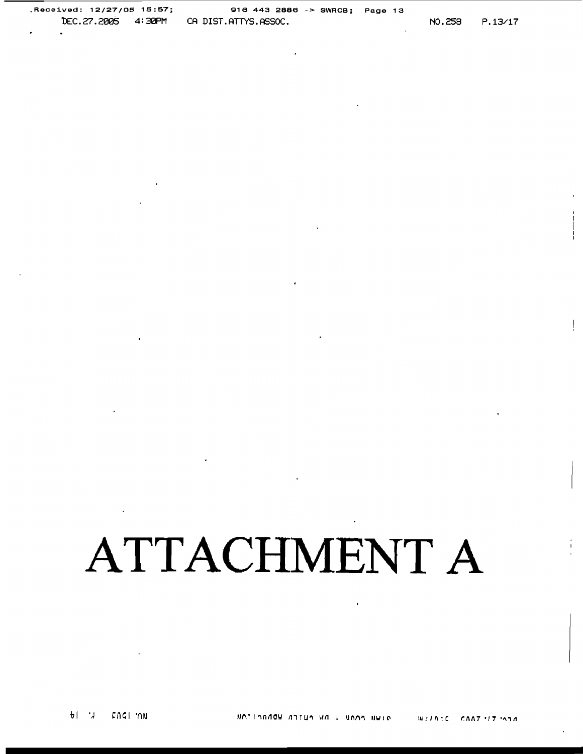# ATTACHMENT A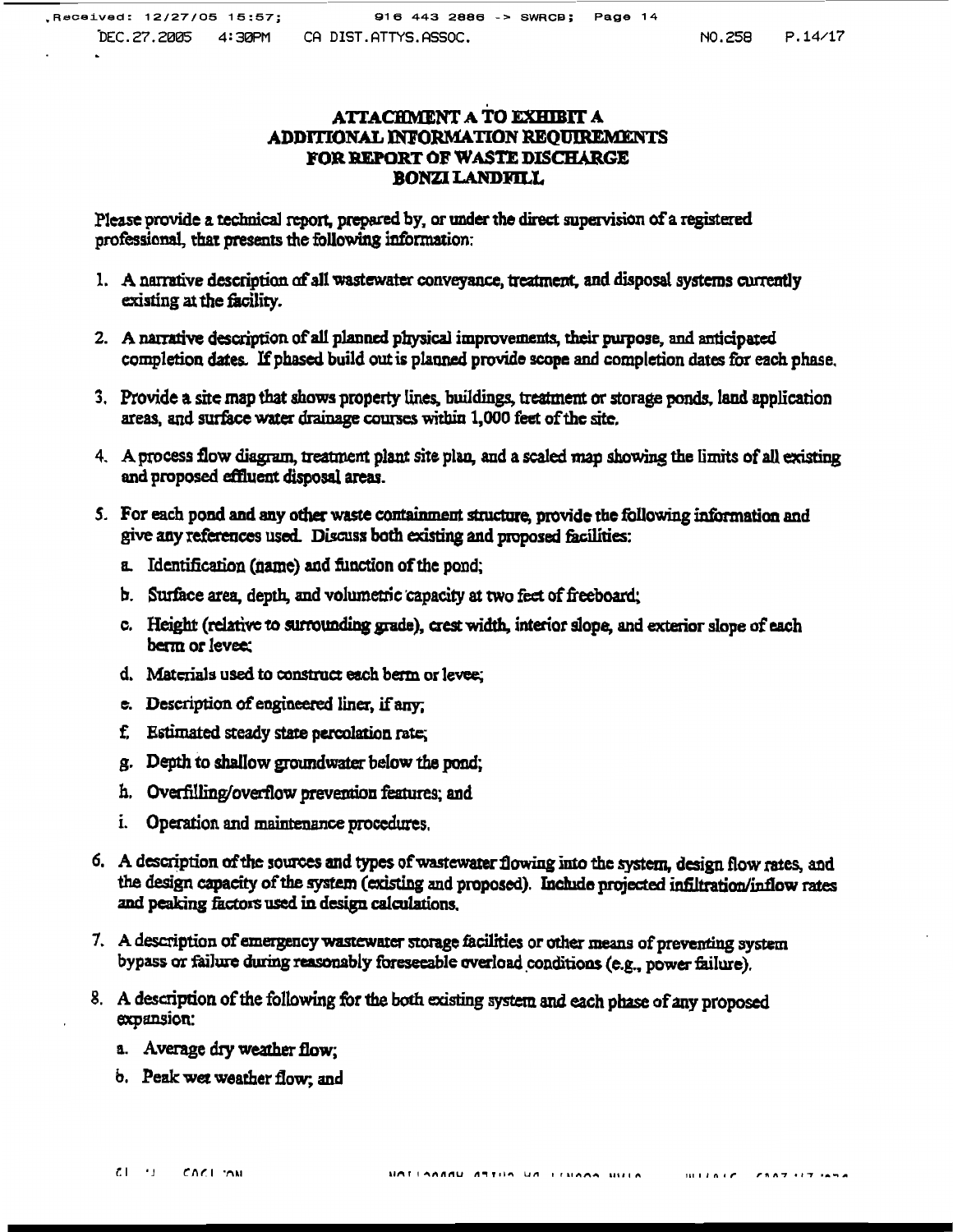# ATTACHMENT A TO EXHIBIT A
# ADDITIONAL INFORMATION REQUIREMENTS
# FOR REPORT OF WASTE DISCHARGE
# BONZI LANDFILL

Please provide a technical report, prepared by, or under the direct supervision of a registered professional, that presents the following information:

1. A narrative description of all wastewater conveyance, treatment, and disposal systems currently existing at the facility.

2. A narrative description of all planned physical improvements, their purpose, and anticipated completion dates. If phased build out is planned provide scope and completion dates for each phase.

3. Provide a site map that shows property lines, buildings, treatment or storage ponds, land application areas, and surface water drainage courses within 1,000 feet of the site.

4. A process flow diagram, treatment plant site plan, and a scaled map showing the limits of all existing and proposed effluent disposal areas.

5. For each pond and any other waste containment structure, provide the following information and give any references used. Discuss both existing and proposed facilities:
   a. Identification (name) and function of the pond;
   b. Surface area, depth, and volumetric capacity at two feet of freeboard;
   c. Height (relative to surrounding grade), crest width, interior slope, and exterior slope of each berm or levee;
   d. Materials used to construct each berm or levee;
   e. Description of engineered liner, if any;
   f. Estimated steady state percolation rate;
   g. Depth to shallow groundwater below the pond;
   h. Overfilling/overflow prevention features; and
   i. Operation and maintenance procedures.

6. A description of the sources and types of wastewater flowing into the system, design flow rates, and the design capacity of the system (existing and proposed). Include projected infiltration/inflow rates and peaking factors used in design calculations.

7. A description of emergency wastewater storage facilities or other means of preventing system bypass or failure during reasonably foreseeable overload conditions (e.g., power failure).

8. A description of the following for the both existing system and each phase of any proposed expansion:
   a. Average dry weather flow;
   b. Peak wet weather flow; and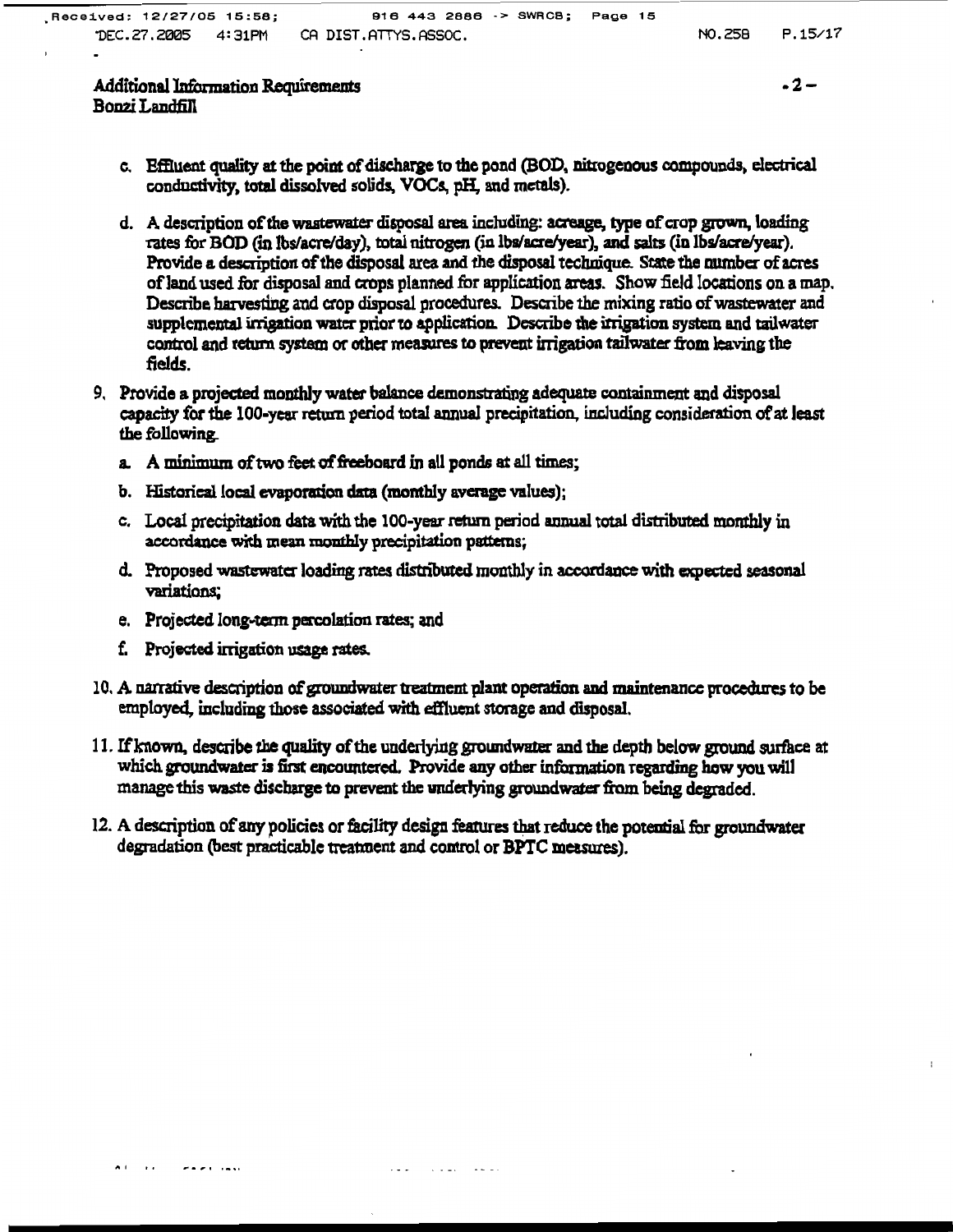c. Effluent quality at the point of discharge to the pond (BOD, nitrogenous compounds, electrical conductivity, total dissolved solids, VOCs, pH, and metals).

d. A description of the wastewater disposal area including: acreage, type of crop grown, loading rates for BOD (in lbs/acre/day), total nitrogen (in lbs/acre/year), and salts (in lbs/acre/year). Provide a description of the disposal area and the disposal technique. State the number of acres of land used for disposal and crops planned for application areas. Show field locations on a map. Describe harvesting and crop disposal procedures. Describe the mixing ratio of wastewater and supplemental irrigation water prior to application. Describe the irrigation system and tailwater control and return system or other measures to prevent irrigation tailwater from leaving the fields.

9. Provide a projected monthly water balance demonstrating adequate containment and disposal capacity for the 100-year return period total annual precipitation, including consideration of at least the following.

   a. A minimum of two feet of freeboard in all ponds at all times;

   b. Historical local evaporation data (monthly average values);

   c. Local precipitation data with the 100-year return period annual total distributed monthly in accordance with mean monthly precipitation patterns;

   d. Proposed wastewater loading rates distributed monthly in accordance with expected seasonal variations;

   e. Projected long-term percolation rates; and

   f. Projected irrigation usage rates.

10. A narrative description of groundwater treatment plant operation and maintenance procedures to be employed, including those associated with effluent storage and disposal.

11. If known, describe the quality of the underlying groundwater and the depth below ground surface at which groundwater is first encountered. Provide any other information regarding how you will manage this waste discharge to prevent the underlying groundwater from being degraded.

12. A description of any policies or facility design features that reduce the potential for groundwater degradation (best practicable treatment and control or BPTC measures).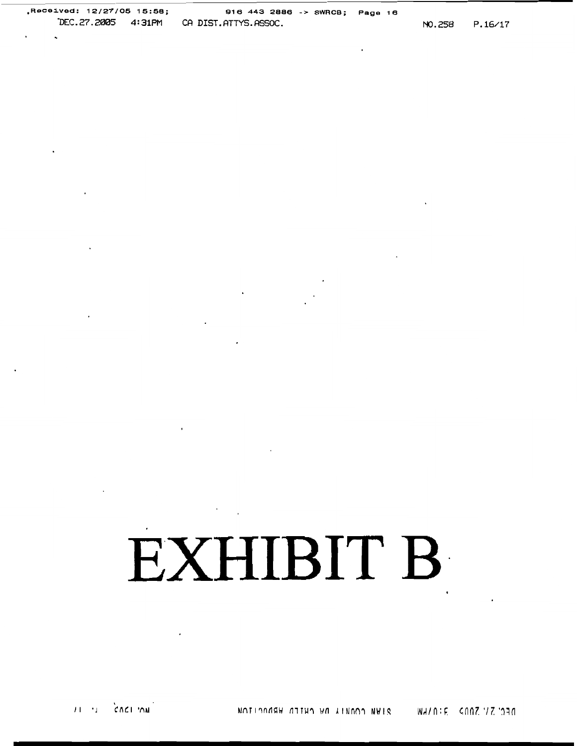# EXHIBIT B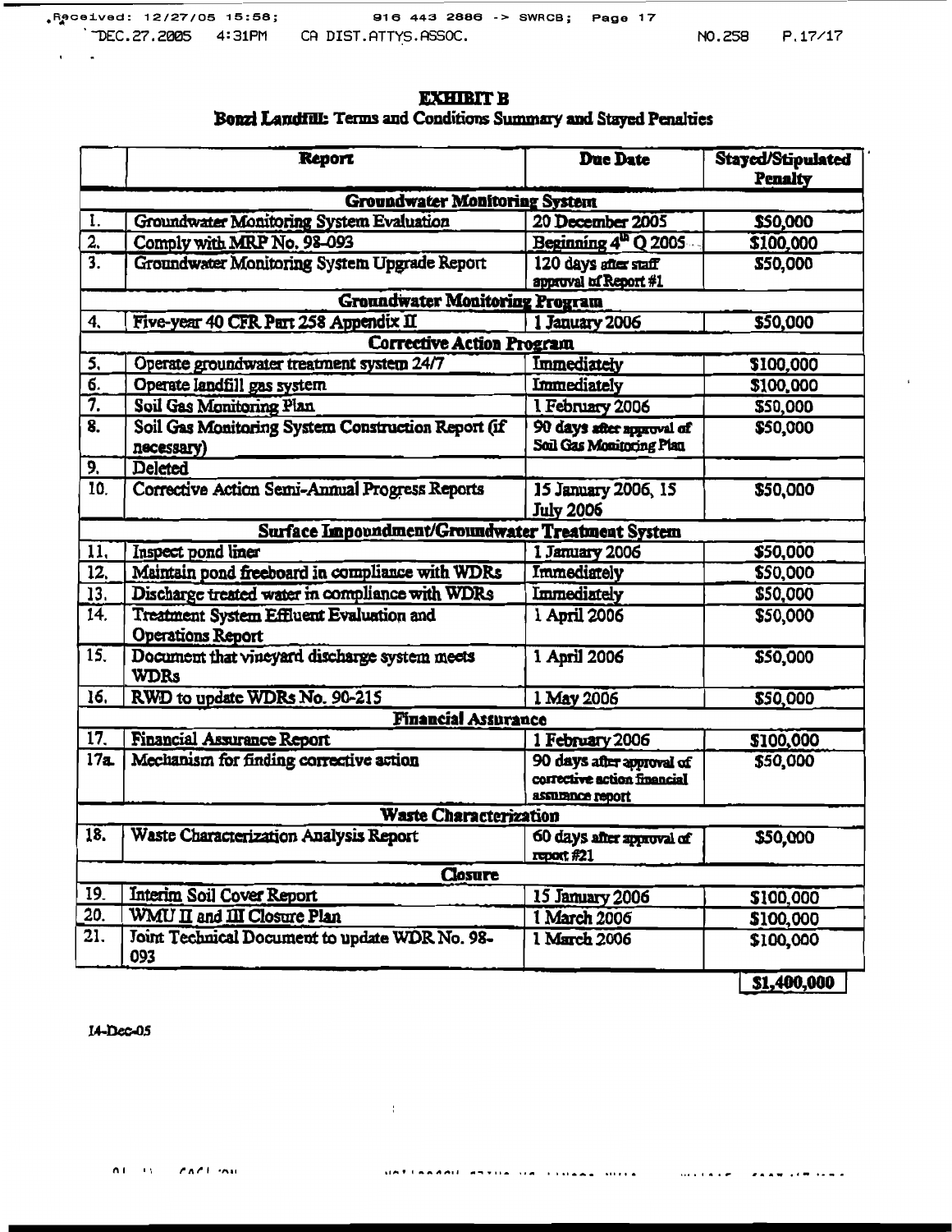# EXHIBIT B

## Bonzi Landfill: Terms and Conditions Summary and Stayed Penalties

| | Report | Due Date | Stayed/Stipulated Penalty |
|---|---|---|---|
| | **Groundwater Monitoring System** | | |
| 1. | Groundwater Monitoring System Evaluation | 20 December 2005 | $50,000 |
| 2. | Comply with MRP No. 98-093 | Beginning 4th Q 2005 | $100,000 |
| 3. | Groundwater Monitoring System Upgrade Report | 120 days after staff approval of Report #1 | $50,000 |
| | **Groundwater Monitoring Program** | | |
| 4. | Five-year 40 CFR Part 258 Appendix II | 1 January 2006 | $50,000 |
| | **Corrective Action Program** | | |
| 5. | Operate groundwater treatment system 24/7 | Immediately | $100,000 |
| 6. | Operate landfill gas system | Immediately | $100,000 |
| 7. | Soil Gas Monitoring Plan | 1 February 2006 | $50,000 |
| 8. | Soil Gas Monitoring System Construction Report (if necessary) | 90 days after approval of Soil Gas Monitoring Plan | $50,000 |
| 9. | Deleted | | |
| 10. | Corrective Action Semi-Annual Progress Reports | 15 January 2006, 15 July 2006 | $50,000 |
| | **Surface Impoundment/Groundwater Treatment System** | | |
| 11. | Inspect pond liner | 1 January 2006 | $50,000 |
| 12. | Maintain pond freeboard in compliance with WDRs | Immediately | $50,000 |
| 13. | Discharge treated water in compliance with WDRs | Immediately | $50,000 |
| 14. | Treatment System Effluent Evaluation and Operations Report | 1 April 2006 | $50,000 |
| 15. | Document that vineyard discharge system meets WDRs | 1 April 2006 | $50,000 |
| 16. | RWD to update WDRs No. 90-215 | 1 May 2006 | $50,000 |
| | **Financial Assurance** | | |
| 17. | Financial Assurance Report | 1 February 2006 | $100,000 |
| 17a. | Mechanism for finding corrective action | 90 days after approval of corrective action financial assurance report | $50,000 |
| | **Waste Characterization** | | |
| 18. | Waste Characterization Analysis Report | 60 days after approval of report #21 | $50,000 |
| | **Closure** | | |
| 19. | Interim Soil Cover Report | 15 January 2006 | $100,000 |
| 20. | WMU II and III Closure Plan | 1 March 2006 | $100,000 |
| 21. | Joint Technical Document to update WDR No. 98-093 | 1 March 2006 | $100,000 |
| | | | **$1,400,000** |

14-Dec-05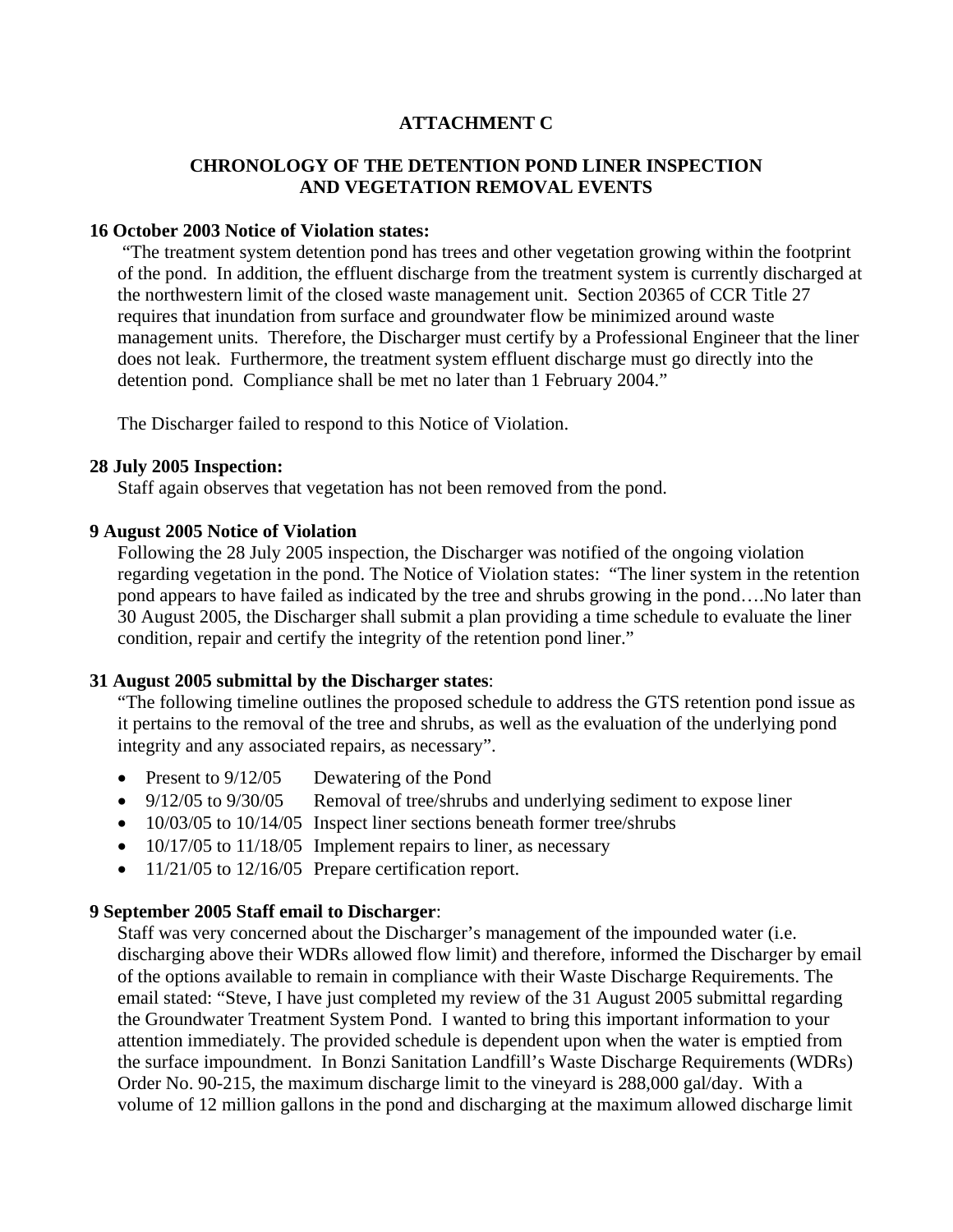## ATTACHMENT C

## CHRONOLOGY OF THE DETENTION POND LINER INSPECTION AND VEGETATION REMOVAL EVENTS

**16 October 2003 Notice of Violation states:**

"The treatment system detention pond has trees and other vegetation growing within the footprint of the pond. In addition, the effluent discharge from the treatment system is currently discharged at the northwestern limit of the closed waste management unit. Section 20365 of CCR Title 27 requires that inundation from surface and groundwater flow be minimized around waste management units. Therefore, the Discharger must certify by a Professional Engineer that the liner does not leak. Furthermore, the treatment system effluent discharge must go directly into the detention pond. Compliance shall be met no later than 1 February 2004."

The Discharger failed to respond to this Notice of Violation.

**28 July 2005 Inspection:**

Staff again observes that vegetation has not been removed from the pond.

**9 August 2005 Notice of Violation**

Following the 28 July 2005 inspection, the Discharger was notified of the ongoing violation regarding vegetation in the pond. The Notice of Violation states: "The liner system in the retention pond appears to have failed as indicated by the tree and shrubs growing in the pond….No later than 30 August 2005, the Discharger shall submit a plan providing a time schedule to evaluate the liner condition, repair and certify the integrity of the retention pond liner."

**31 August 2005 submittal by the Discharger states**:

"The following timeline outlines the proposed schedule to address the GTS retention pond issue as it pertains to the removal of the tree and shrubs, as well as the evaluation of the underlying pond integrity and any associated repairs, as necessary".

- Present to 9/12/05 Dewatering of the Pond
- 9/12/05 to 9/30/05 Removal of tree/shrubs and underlying sediment to expose liner
- 10/03/05 to 10/14/05 Inspect liner sections beneath former tree/shrubs
- 10/17/05 to 11/18/05 Implement repairs to liner, as necessary
- 11/21/05 to 12/16/05 Prepare certification report.

**9 September 2005 Staff email to Discharger**:

Staff was very concerned about the Discharger's management of the impounded water (i.e. discharging above their WDRs allowed flow limit) and therefore, informed the Discharger by email of the options available to remain in compliance with their Waste Discharge Requirements. The email stated: "Steve, I have just completed my review of the 31 August 2005 submittal regarding the Groundwater Treatment System Pond. I wanted to bring this important information to your attention immediately. The provided schedule is dependent upon when the water is emptied from the surface impoundment. In Bonzi Sanitation Landfill's Waste Discharge Requirements (WDRs) Order No. 90-215, the maximum discharge limit to the vineyard is 288,000 gal/day. With a volume of 12 million gallons in the pond and discharging at the maximum allowed discharge limit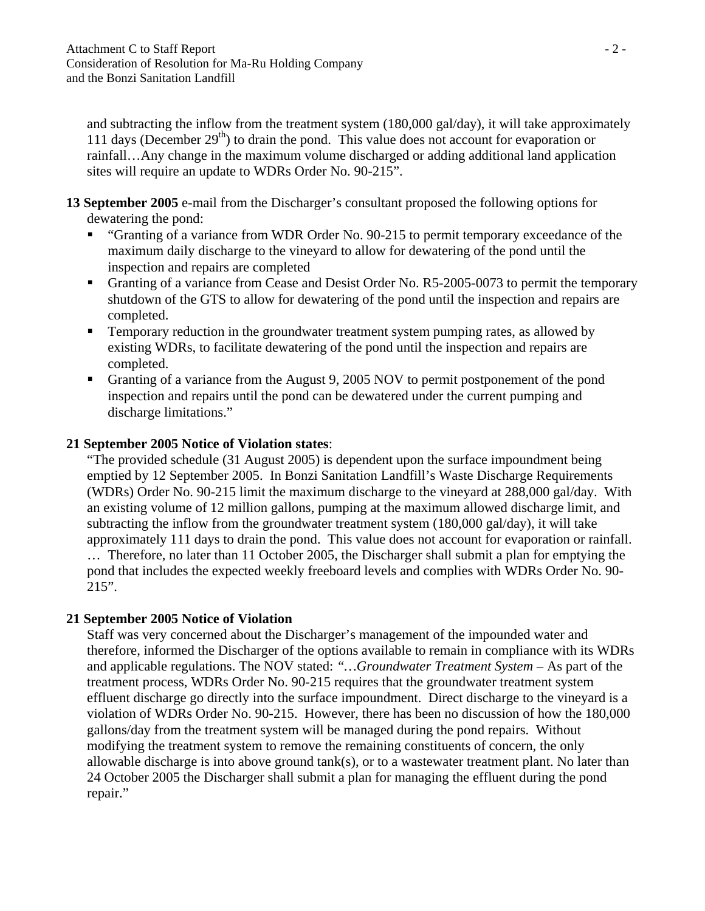and subtracting the inflow from the treatment system (180,000 gal/day), it will take approximately 111 days (December 29th) to drain the pond. This value does not account for evaporation or rainfall…Any change in the maximum volume discharged or adding additional land application sites will require an update to WDRs Order No. 90-215".

**13 September 2005** e-mail from the Discharger's consultant proposed the following options for dewatering the pond:

- "Granting of a variance from WDR Order No. 90-215 to permit temporary exceedance of the maximum daily discharge to the vineyard to allow for dewatering of the pond until the inspection and repairs are completed
- Granting of a variance from Cease and Desist Order No. R5-2005-0073 to permit the temporary shutdown of the GTS to allow for dewatering of the pond until the inspection and repairs are completed.
- Temporary reduction in the groundwater treatment system pumping rates, as allowed by existing WDRs, to facilitate dewatering of the pond until the inspection and repairs are completed.
- Granting of a variance from the August 9, 2005 NOV to permit postponement of the pond inspection and repairs until the pond can be dewatered under the current pumping and discharge limitations."

**21 September 2005 Notice of Violation states**:

"The provided schedule (31 August 2005) is dependent upon the surface impoundment being emptied by 12 September 2005. In Bonzi Sanitation Landfill's Waste Discharge Requirements (WDRs) Order No. 90-215 limit the maximum discharge to the vineyard at 288,000 gal/day. With an existing volume of 12 million gallons, pumping at the maximum allowed discharge limit, and subtracting the inflow from the groundwater treatment system (180,000 gal/day), it will take approximately 111 days to drain the pond. This value does not account for evaporation or rainfall. … Therefore, no later than 11 October 2005, the Discharger shall submit a plan for emptying the pond that includes the expected weekly freeboard levels and complies with WDRs Order No. 90-215".

**21 September 2005 Notice of Violation**

Staff was very concerned about the Discharger's management of the impounded water and therefore, informed the Discharger of the options available to remain in compliance with its WDRs and applicable regulations. The NOV stated: *"…Groundwater Treatment System* – As part of the treatment process, WDRs Order No. 90-215 requires that the groundwater treatment system effluent discharge go directly into the surface impoundment. Direct discharge to the vineyard is a violation of WDRs Order No. 90-215. However, there has been no discussion of how the 180,000 gallons/day from the treatment system will be managed during the pond repairs. Without modifying the treatment system to remove the remaining constituents of concern, the only allowable discharge is into above ground tank(s), or to a wastewater treatment plant. No later than 24 October 2005 the Discharger shall submit a plan for managing the effluent during the pond repair."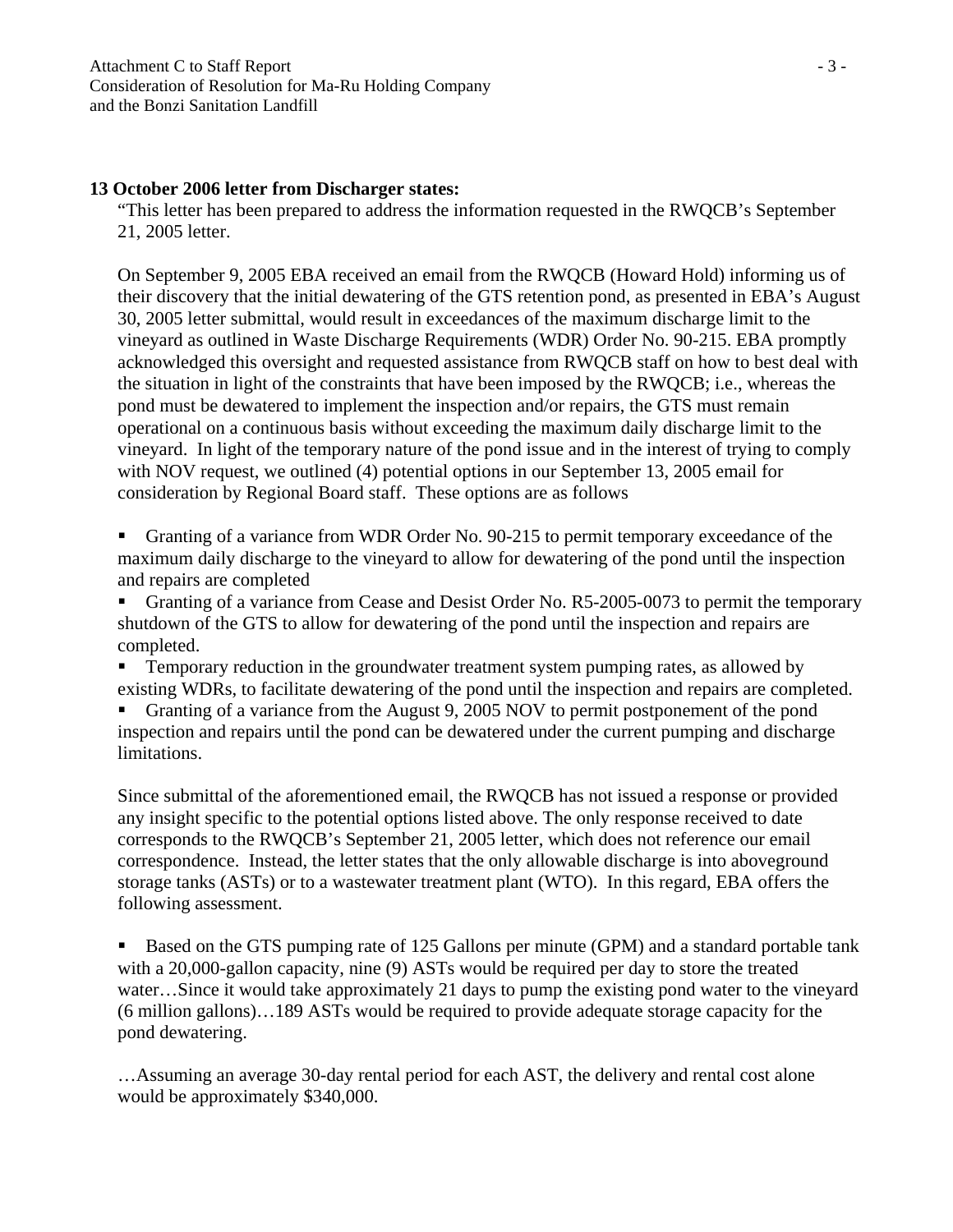**13 October 2006 letter from Discharger states:**

"This letter has been prepared to address the information requested in the RWQCB's September 21, 2005 letter.

On September 9, 2005 EBA received an email from the RWQCB (Howard Hold) informing us of their discovery that the initial dewatering of the GTS retention pond, as presented in EBA's August 30, 2005 letter submittal, would result in exceedances of the maximum discharge limit to the vineyard as outlined in Waste Discharge Requirements (WDR) Order No. 90-215. EBA promptly acknowledged this oversight and requested assistance from RWQCB staff on how to best deal with the situation in light of the constraints that have been imposed by the RWQCB; i.e., whereas the pond must be dewatered to implement the inspection and/or repairs, the GTS must remain operational on a continuous basis without exceeding the maximum daily discharge limit to the vineyard. In light of the temporary nature of the pond issue and in the interest of trying to comply with NOV request, we outlined (4) potential options in our September 13, 2005 email for consideration by Regional Board staff. These options are as follows

- Granting of a variance from WDR Order No. 90-215 to permit temporary exceedance of the maximum daily discharge to the vineyard to allow for dewatering of the pond until the inspection and repairs are completed
- Granting of a variance from Cease and Desist Order No. R5-2005-0073 to permit the temporary shutdown of the GTS to allow for dewatering of the pond until the inspection and repairs are completed.
- Temporary reduction in the groundwater treatment system pumping rates, as allowed by existing WDRs, to facilitate dewatering of the pond until the inspection and repairs are completed.
- Granting of a variance from the August 9, 2005 NOV to permit postponement of the pond inspection and repairs until the pond can be dewatered under the current pumping and discharge limitations.

Since submittal of the aforementioned email, the RWQCB has not issued a response or provided any insight specific to the potential options listed above. The only response received to date corresponds to the RWQCB's September 21, 2005 letter, which does not reference our email correspondence. Instead, the letter states that the only allowable discharge is into aboveground storage tanks (ASTs) or to a wastewater treatment plant (WTO). In this regard, EBA offers the following assessment.

- Based on the GTS pumping rate of 125 Gallons per minute (GPM) and a standard portable tank with a 20,000-gallon capacity, nine (9) ASTs would be required per day to store the treated water…Since it would take approximately 21 days to pump the existing pond water to the vineyard (6 million gallons)…189 ASTs would be required to provide adequate storage capacity for the pond dewatering.

…Assuming an average 30-day rental period for each AST, the delivery and rental cost alone would be approximately $340,000.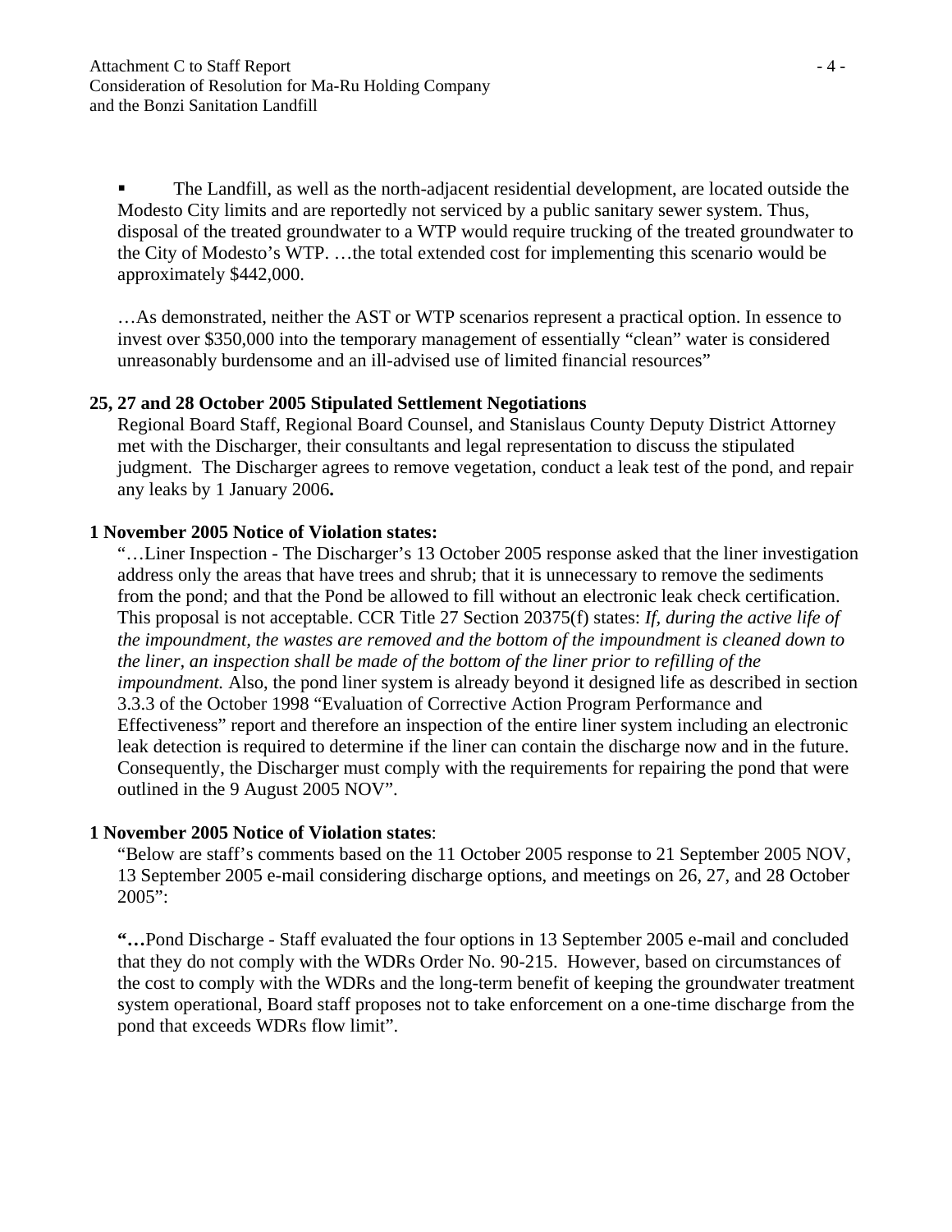- The Landfill, as well as the north-adjacent residential development, are located outside the Modesto City limits and are reportedly not serviced by a public sanitary sewer system. Thus, disposal of the treated groundwater to a WTP would require trucking of the treated groundwater to the City of Modesto's WTP. …the total extended cost for implementing this scenario would be approximately $442,000.

…As demonstrated, neither the AST or WTP scenarios represent a practical option. In essence to invest over $350,000 into the temporary management of essentially "clean" water is considered unreasonably burdensome and an ill-advised use of limited financial resources"

**25, 27 and 28 October 2005 Stipulated Settlement Negotiations**

Regional Board Staff, Regional Board Counsel, and Stanislaus County Deputy District Attorney met with the Discharger, their consultants and legal representation to discuss the stipulated judgment. The Discharger agrees to remove vegetation, conduct a leak test of the pond, and repair any leaks by 1 January 2006**.**

**1 November 2005 Notice of Violation states:**

"…Liner Inspection - The Discharger's 13 October 2005 response asked that the liner investigation address only the areas that have trees and shrub; that it is unnecessary to remove the sediments from the pond; and that the Pond be allowed to fill without an electronic leak check certification. This proposal is not acceptable. CCR Title 27 Section 20375(f) states: *If, during the active life of the impoundment, the wastes are removed and the bottom of the impoundment is cleaned down to the liner, an inspection shall be made of the bottom of the liner prior to refilling of the impoundment.* Also, the pond liner system is already beyond it designed life as described in section 3.3.3 of the October 1998 "Evaluation of Corrective Action Program Performance and Effectiveness" report and therefore an inspection of the entire liner system including an electronic leak detection is required to determine if the liner can contain the discharge now and in the future. Consequently, the Discharger must comply with the requirements for repairing the pond that were outlined in the 9 August 2005 NOV".

**1 November 2005 Notice of Violation states**:

"Below are staff's comments based on the 11 October 2005 response to 21 September 2005 NOV, 13 September 2005 e-mail considering discharge options, and meetings on 26, 27, and 28 October 2005":

**"…**Pond Discharge - Staff evaluated the four options in 13 September 2005 e-mail and concluded that they do not comply with the WDRs Order No. 90-215. However, based on circumstances of the cost to comply with the WDRs and the long-term benefit of keeping the groundwater treatment system operational, Board staff proposes not to take enforcement on a one-time discharge from the pond that exceeds WDRs flow limit".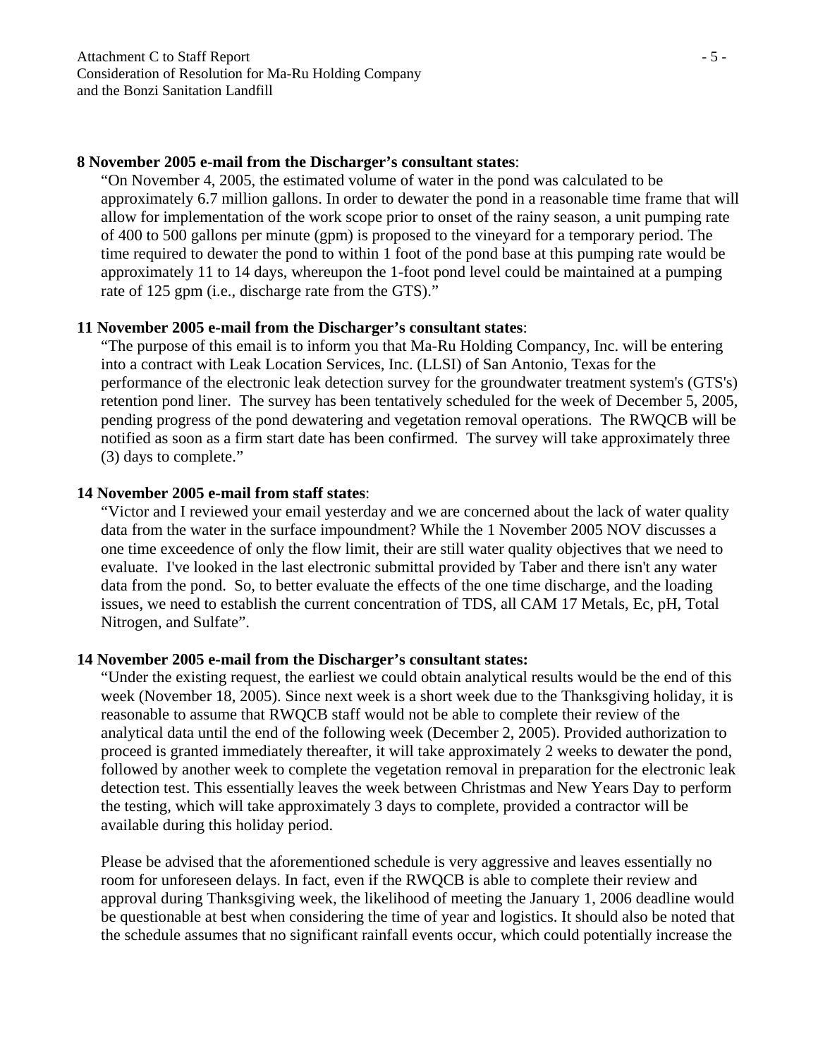**8 November 2005 e-mail from the Discharger's consultant states**:

"On November 4, 2005, the estimated volume of water in the pond was calculated to be approximately 6.7 million gallons. In order to dewater the pond in a reasonable time frame that will allow for implementation of the work scope prior to onset of the rainy season, a unit pumping rate of 400 to 500 gallons per minute (gpm) is proposed to the vineyard for a temporary period. The time required to dewater the pond to within 1 foot of the pond base at this pumping rate would be approximately 11 to 14 days, whereupon the 1-foot pond level could be maintained at a pumping rate of 125 gpm (i.e., discharge rate from the GTS)."

**11 November 2005 e-mail from the Discharger's consultant states**:

"The purpose of this email is to inform you that Ma-Ru Holding Company, Inc. will be entering into a contract with Leak Location Services, Inc. (LLSI) of San Antonio, Texas for the performance of the electronic leak detection survey for the groundwater treatment system's (GTS's) retention pond liner. The survey has been tentatively scheduled for the week of December 5, 2005, pending progress of the pond dewatering and vegetation removal operations. The RWQCB will be notified as soon as a firm start date has been confirmed. The survey will take approximately three (3) days to complete."

**14 November 2005 e-mail from staff states**:

"Victor and I reviewed your email yesterday and we are concerned about the lack of water quality data from the water in the surface impoundment? While the 1 November 2005 NOV discusses a one time exceedence of only the flow limit, their are still water quality objectives that we need to evaluate. I've looked in the last electronic submittal provided by Taber and there isn't any water data from the pond. So, to better evaluate the effects of the one time discharge, and the loading issues, we need to establish the current concentration of TDS, all CAM 17 Metals, Ec, pH, Total Nitrogen, and Sulfate".

**14 November 2005 e-mail from the Discharger's consultant states:**

"Under the existing request, the earliest we could obtain analytical results would be the end of this week (November 18, 2005). Since next week is a short week due to the Thanksgiving holiday, it is reasonable to assume that RWQCB staff would not be able to complete their review of the analytical data until the end of the following week (December 2, 2005). Provided authorization to proceed is granted immediately thereafter, it will take approximately 2 weeks to dewater the pond, followed by another week to complete the vegetation removal in preparation for the electronic leak detection test. This essentially leaves the week between Christmas and New Years Day to perform the testing, which will take approximately 3 days to complete, provided a contractor will be available during this holiday period.

Please be advised that the aforementioned schedule is very aggressive and leaves essentially no room for unforeseen delays. In fact, even if the RWQCB is able to complete their review and approval during Thanksgiving week, the likelihood of meeting the January 1, 2006 deadline would be questionable at best when considering the time of year and logistics. It should also be noted that the schedule assumes that no significant rainfall events occur, which could potentially increase the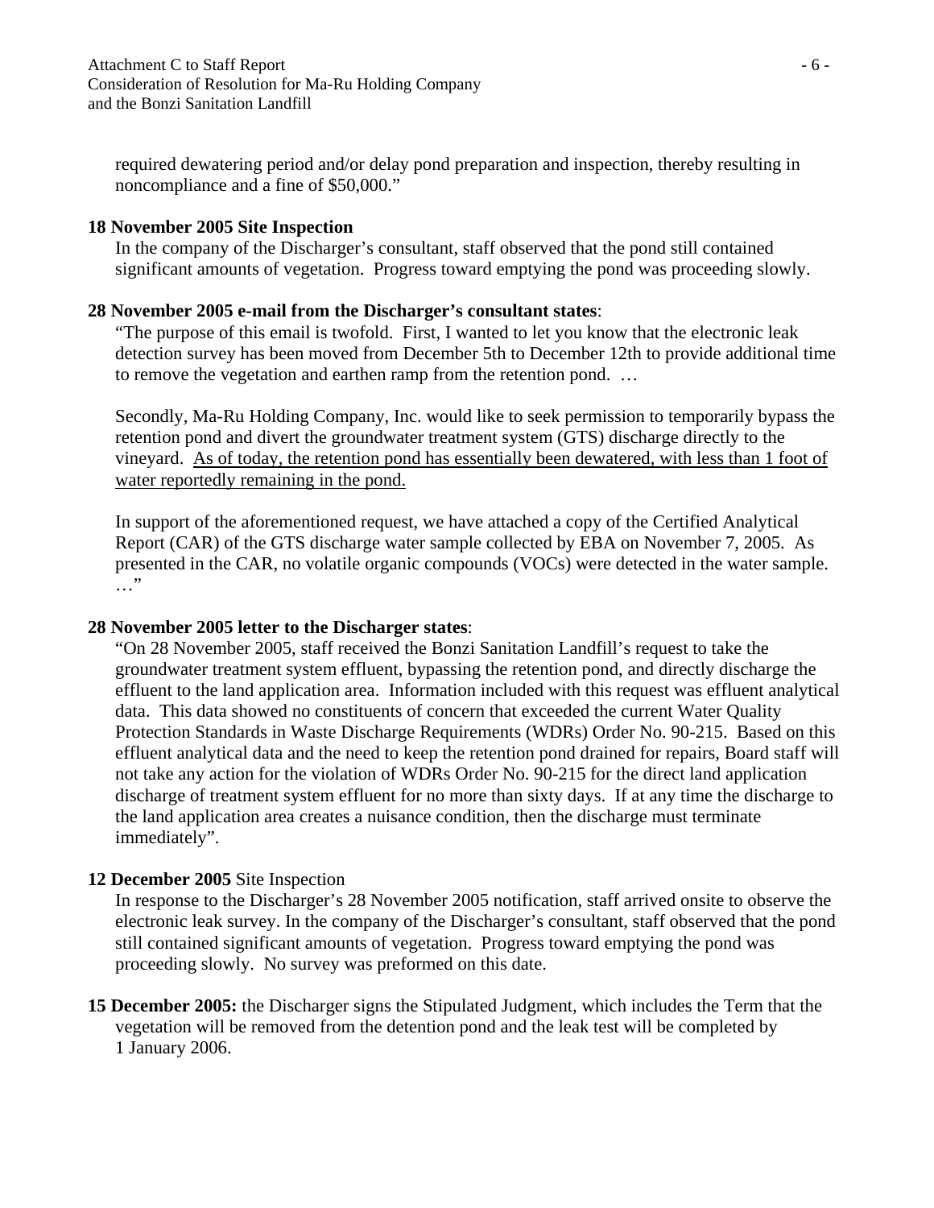required dewatering period and/or delay pond preparation and inspection, thereby resulting in noncompliance and a fine of $50,000."

**18 November 2005 Site Inspection**

In the company of the Discharger's consultant, staff observed that the pond still contained significant amounts of vegetation. Progress toward emptying the pond was proceeding slowly.

**28 November 2005 e-mail from the Discharger's consultant states**:

"The purpose of this email is twofold. First, I wanted to let you know that the electronic leak detection survey has been moved from December 5th to December 12th to provide additional time to remove the vegetation and earthen ramp from the retention pond. …

Secondly, Ma-Ru Holding Company, Inc. would like to seek permission to temporarily bypass the retention pond and divert the groundwater treatment system (GTS) discharge directly to the vineyard. <u>As of today, the retention pond has essentially been dewatered, with less than 1 foot of water reportedly remaining in the pond.</u>

In support of the aforementioned request, we have attached a copy of the Certified Analytical Report (CAR) of the GTS discharge water sample collected by EBA on November 7, 2005. As presented in the CAR, no volatile organic compounds (VOCs) were detected in the water sample. …"

**28 November 2005 letter to the Discharger states**:

"On 28 November 2005, staff received the Bonzi Sanitation Landfill's request to take the groundwater treatment system effluent, bypassing the retention pond, and directly discharge the effluent to the land application area. Information included with this request was effluent analytical data. This data showed no constituents of concern that exceeded the current Water Quality Protection Standards in Waste Discharge Requirements (WDRs) Order No. 90-215. Based on this effluent analytical data and the need to keep the retention pond drained for repairs, Board staff will not take any action for the violation of WDRs Order No. 90-215 for the direct land application discharge of treatment system effluent for no more than sixty days. If at any time the discharge to the land application area creates a nuisance condition, then the discharge must terminate immediately".

**12 December 2005** Site Inspection

In response to the Discharger's 28 November 2005 notification, staff arrived onsite to observe the electronic leak survey. In the company of the Discharger's consultant, staff observed that the pond still contained significant amounts of vegetation. Progress toward emptying the pond was proceeding slowly. No survey was preformed on this date.

**15 December 2005:** the Discharger signs the Stipulated Judgment, which includes the Term that the vegetation will be removed from the detention pond and the leak test will be completed by 1 January 2006.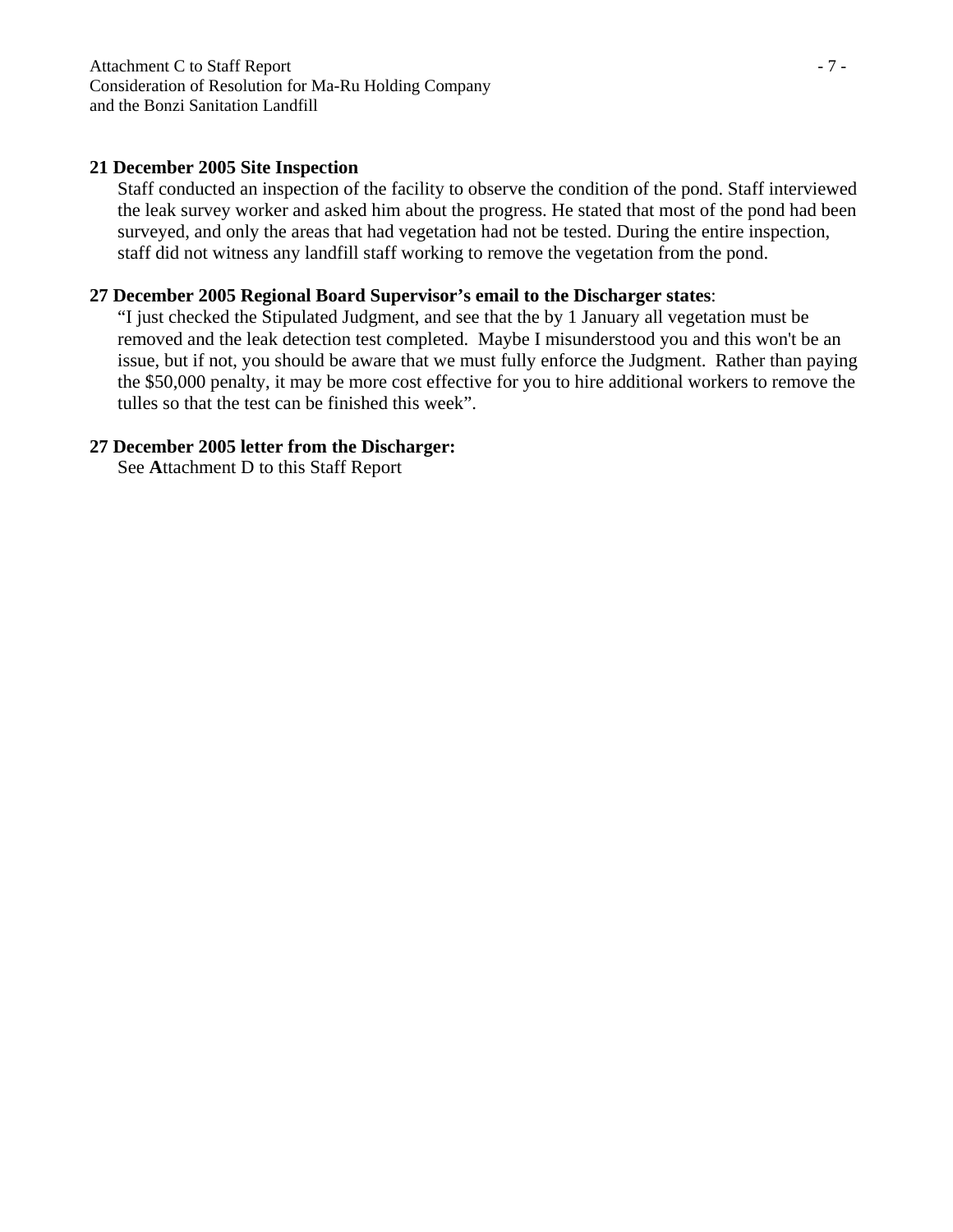**21 December 2005 Site Inspection**

Staff conducted an inspection of the facility to observe the condition of the pond. Staff interviewed the leak survey worker and asked him about the progress. He stated that most of the pond had been surveyed, and only the areas that had vegetation had not be tested. During the entire inspection, staff did not witness any landfill staff working to remove the vegetation from the pond.

**27 December 2005 Regional Board Supervisor's email to the Discharger states**:

"I just checked the Stipulated Judgment, and see that the by 1 January all vegetation must be removed and the leak detection test completed.  Maybe I misunderstood you and this won't be an issue, but if not, you should be aware that we must fully enforce the Judgment.  Rather than paying the $50,000 penalty, it may be more cost effective for you to hire additional workers to remove the tulles so that the test can be finished this week".

**27 December 2005 letter from the Discharger:**

See **A**ttachment D to this Staff Report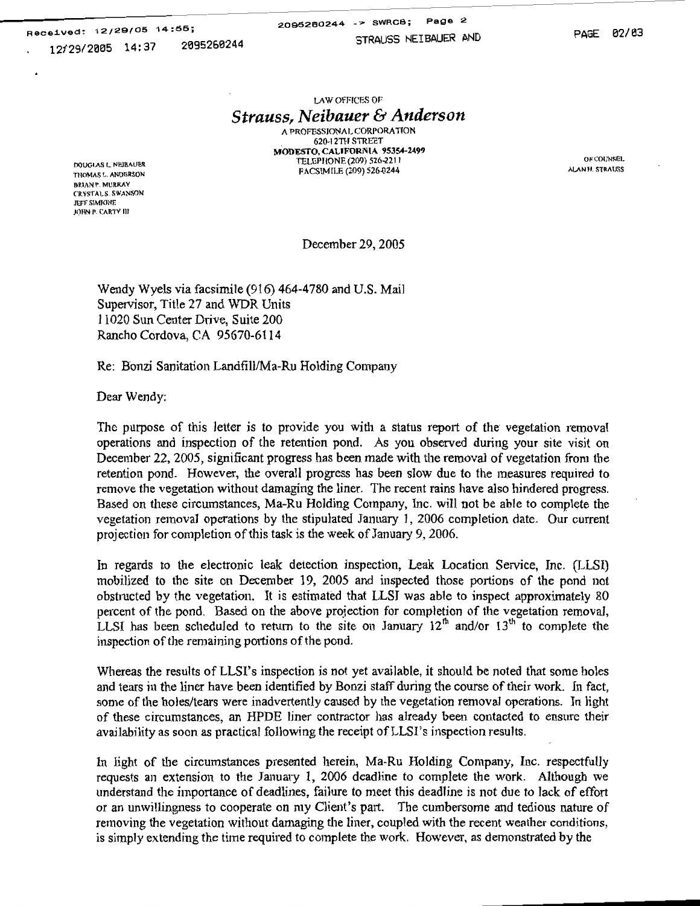LAW OFFICES OF

## *Strauss, Neibauer & Anderson*

A PROFESSIONAL CORPORATION
620-12TH STREET
**MODESTO, CALIFORNIA 95354-2499**
TELEPHONE (209) 526-2211
FACSIMILE (209) 526-0244

DOUGLAS L. NEIBAUER
THOMAS L. ANDERSON
BRIAN P. MURRAY
CRYSTAL S. SWANSON
JEFF SIMIONE
JOHN P. CARTY III

OF COUNSEL
ALAN H. STRAUSS

December 29, 2005

Wendy Wyels via facsimile (916) 464-4780 and U.S. Mail
Supervisor, Title 27 and WDR Units
11020 Sun Center Drive, Suite 200
Rancho Cordova, CA 95670-6114

Re: Bonzi Sanitation Landfill/Ma-Ru Holding Company

Dear Wendy:

The purpose of this letter is to provide you with a status report of the vegetation removal operations and inspection of the retention pond. As you observed during your site visit on December 22, 2005, significant progress has been made with the removal of vegetation from the retention pond. However, the overall progress has been slow due to the measures required to remove the vegetation without damaging the liner. The recent rains have also hindered progress. Based on these circumstances, Ma-Ru Holding Company, Inc. will not be able to complete the vegetation removal operations by the stipulated January 1, 2006 completion date. Our current projection for completion of this task is the week of January 9, 2006.

In regards to the electronic leak detection inspection, Leak Location Service, Inc. (LLSI) mobilized to the site on December 19, 2005 and inspected those portions of the pond not obstructed by the vegetation. It is estimated that LLSI was able to inspect approximately 80 percent of the pond. Based on the above projection for completion of the vegetation removal, LLSI has been scheduled to return to the site on January 12th and/or 13th to complete the inspection of the remaining portions of the pond.

Whereas the results of LLSI's inspection is not yet available, it should be noted that some holes and tears in the liner have been identified by Bonzi staff during the course of their work. In fact, some of the holes/tears were inadvertently caused by the vegetation removal operations. In light of these circumstances, an HPDE liner contractor has already been contacted to ensure their availability as soon as practical following the receipt of LLSI's inspection results.

In light of the circumstances presented herein, Ma-Ru Holding Company, Inc. respectfully requests an extension to the January 1, 2006 deadline to complete the work. Although we understand the importance of deadlines, failure to meet this deadline is not due to lack of effort or an unwillingness to cooperate on my Client's part. The cumbersome and tedious nature of removing the vegetation without damaging the liner, coupled with the recent weather conditions, is simply extending the time required to complete the work. However, as demonstrated by the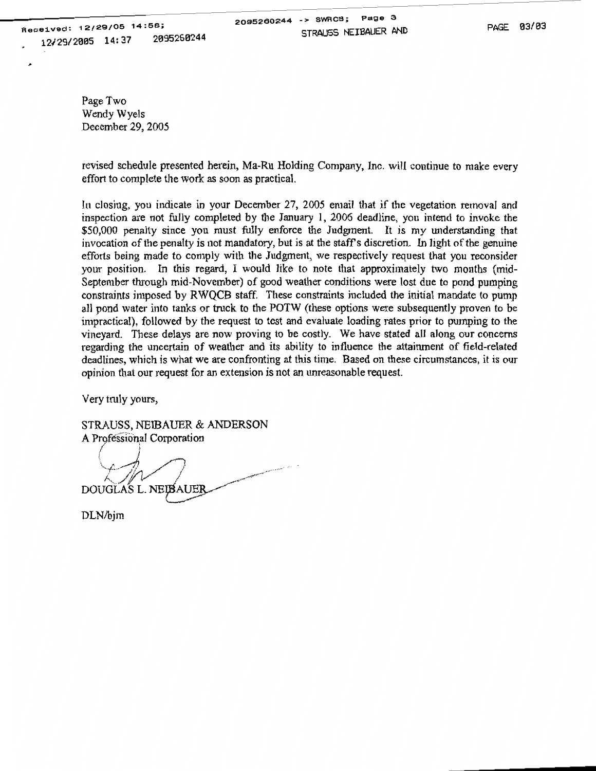Page Two
Wendy Wyels
December 29, 2005

revised schedule presented herein, Ma-Ru Holding Company, Inc. will continue to make every effort to complete the work as soon as practical.

In closing, you indicate in your December 27, 2005 email that if the vegetation removal and inspection are not fully completed by the January 1, 2006 deadline, you intend to invoke the $50,000 penalty since you must fully enforce the Judgment. It is my understanding that invocation of the penalty is not mandatory, but is at the staff's discretion. In light of the genuine efforts being made to comply with the Judgment, we respectively request that you reconsider your position. In this regard, I would like to note that approximately two months (mid-September through mid-November) of good weather conditions were lost due to pond pumping constraints imposed by RWQCB staff. These constraints included the initial mandate to pump all pond water into tanks or truck to the POTW (these options were subsequently proven to be impractical), followed by the request to test and evaluate loading rates prior to pumping to the vineyard. These delays are now proving to be costly. We have stated all along our concerns regarding the uncertain of weather and its ability to influence the attainment of field-related deadlines, which is what we are confronting at this time. Based on these circumstances, it is our opinion that our request for an extension is not an unreasonable request.

Very truly yours,

STRAUSS, NEIBAUER & ANDERSON
A Professional Corporation

DOUGLAS L. NEIBAUER

DLN/bjm